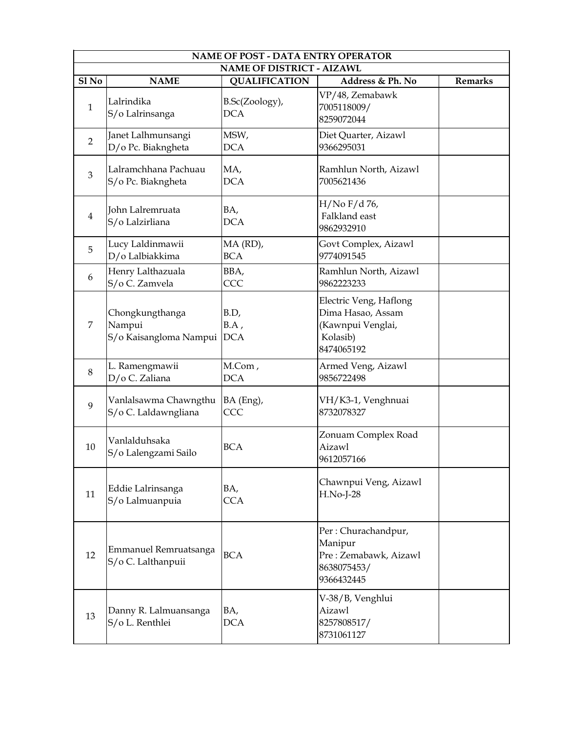| NAME OF POST - DATA ENTRY OPERATOR | | | | |
|---|---|---|---|---|
| NAME OF DISTRICT - AIZAWL | | | | |
| Sl No | NAME | QUALIFICATION | Address & Ph. No | Remarks |
| 1 | Lalrindika<br>S/o Lalrinsanga | B.Sc(Zoology),<br>DCA | VP/48, Zemabawk<br>7005118009/<br>8259072044 | |
| 2 | Janet Lalhmunsangi<br>D/o Pc. Biakngheta | MSW,<br>DCA | Diet Quarter, Aizawl<br>9366295031 | |
| 3 | Lalramchhana Pachuau<br>S/o Pc. Biakngheta | MA,<br>DCA | Ramhlun North, Aizawl<br>7005621436 | |
| 4 | John Lalremruata<br>S/o Lalzirliana | BA,<br>DCA | H/No F/d 76,<br>Falkland east<br>9862932910 | |
| 5 | Lucy Laldinmawii<br>D/o Lalbiakkima | MA (RD),<br>BCA | Govt Complex, Aizawl<br>9774091545 | |
| 6 | Henry Lalthazuala<br>S/o C. Zamvela | BBA,<br>CCC | Ramhlun North, Aizawl<br>9862223233 | |
| 7 | Chongkungthanga Nampui<br>S/o Kaisangloma Nampui | B.D,<br>B.A ,<br>DCA | Electric Veng, Haflong<br>Dima Hasao, Assam<br>(Kawnpui Venglai,<br>Kolasib)<br>8474065192 | |
| 8 | L. Ramengmawii<br>D/o C. Zaliana | M.Com ,<br>DCA | Armed Veng, Aizawl<br>9856722498 | |
| 9 | Vanlalsawma Chawngthu<br>S/o C. Laldawngliana | BA (Eng),<br>CCC | VH/K3-1, Venghnuai<br>8732078327 | |
| 10 | Vanlalduhsaka<br>S/o Lalengzami Sailo | BCA | Zonuam Complex Road<br>Aizawl<br>9612057166 | |
| 11 | Eddie Lalrinsanga<br>S/o Lalmuanpuia | BA,<br>CCA | Chawnpui Veng, Aizawl<br>H.No-J-28 | |
| 12 | Emmanuel Remruatsanga<br>S/o C. Lalthanpuii | BCA | Per : Churachandpur,<br>Manipur<br>Pre : Zemabawk, Aizawl<br>8638075453/<br>9366432445 | |
| 13 | Danny R. Lalmuansanga<br>S/o L. Renthlei | BA,<br>DCA | V-38/B, Venghlui<br>Aizawl<br>8257808517/<br>8731061127 | |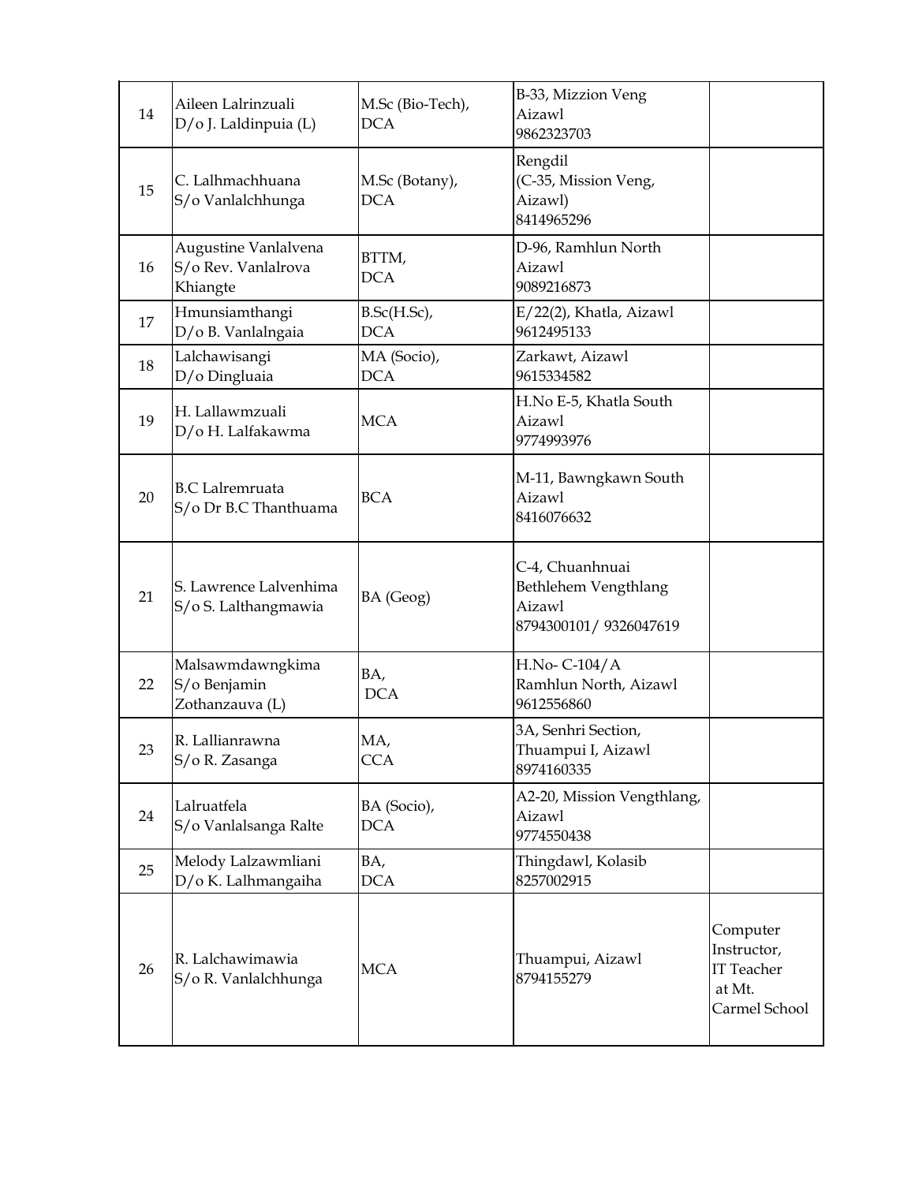| 14 | Aileen Lalrinzuali<br>D/o J. Laldinpuia (L) | M.Sc (Bio-Tech),<br>DCA | B-33, Mizzion Veng<br>Aizawl<br>9862323703 | |
|---|---|---|---|---|
| 15 | C. Lalhmachhuana<br>S/o Vanlalchhunga | M.Sc (Botany),<br>DCA | Rengdil<br>(C-35, Mission Veng,<br>Aizawl)<br>8414965296 | |
| 16 | Augustine Vanlalvena<br>S/o Rev. Vanlalrova<br>Khiangte | BTTM,<br>DCA | D-96, Ramhlun North<br>Aizawl<br>9089216873 | |
| 17 | Hmunsiamthangi<br>D/o B. Vanlalngaia | B.Sc(H.Sc),<br>DCA | E/22(2), Khatla, Aizawl<br>9612495133 | |
| 18 | Lalchawisangi<br>D/o Dingluaia | MA (Socio),<br>DCA | Zarkawt, Aizawl<br>9615334582 | |
| 19 | H. Lallawmzuali<br>D/o H. Lalfakawma | MCA | H.No E-5, Khatla South<br>Aizawl<br>9774993976 | |
| 20 | B.C Lalremruata<br>S/o Dr B.C Thanthuama | BCA | M-11, Bawngkawn South<br>Aizawl<br>8416076632 | |
| 21 | S. Lawrence Lalvenhima<br>S/o S. Lalthangmawia | BA (Geog) | C-4, Chuanhnuai<br>Bethlehem Vengthlang<br>Aizawl<br>8794300101/ 9326047619 | |
| 22 | Malsawmdawngkima<br>S/o Benjamin<br>Zothanzauva (L) | BA,<br>DCA | H.No- C-104/A<br>Ramhlun North, Aizawl<br>9612556860 | |
| 23 | R. Lallianrawna<br>S/o R. Zasanga | MA,<br>CCA | 3A, Senhri Section,<br>Thuampui I, Aizawl<br>8974160335 | |
| 24 | Lalruatfela<br>S/o Vanlalsanga Ralte | BA (Socio),<br>DCA | A2-20, Mission Vengthlang,<br>Aizawl<br>9774550438 | |
| 25 | Melody Lalzawmliani<br>D/o K. Lalhmangaiha | BA,<br>DCA | Thingdawl, Kolasib<br>8257002915 | |
| 26 | R. Lalchawimawia<br>S/o R. Vanlalchhunga | MCA | Thuampui, Aizawl<br>8794155279 | Computer<br>Instructor,<br>IT Teacher<br>at Mt.<br>Carmel School |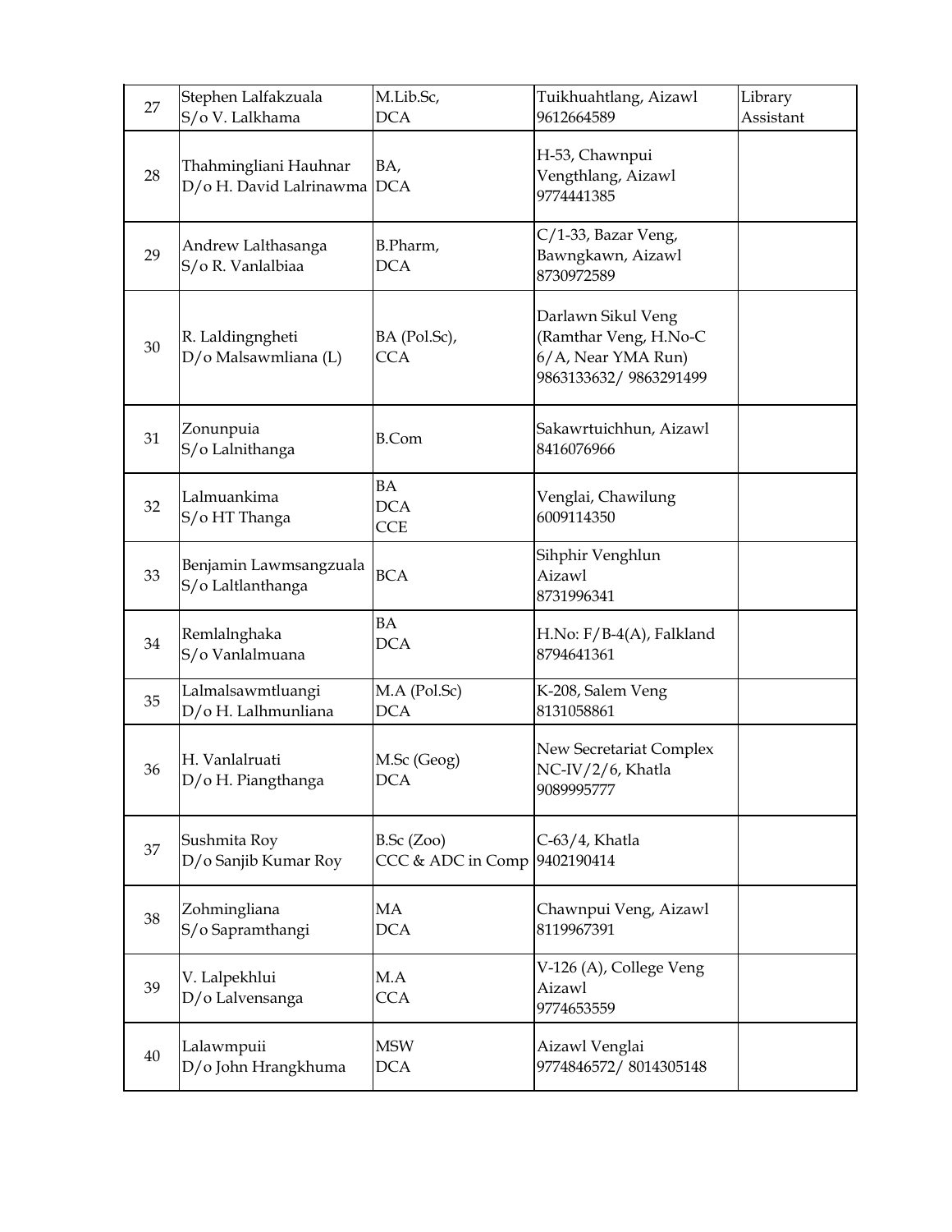| | | | | |
|---|---|---|---|---|
| 27 | Stephen Lalfakzuala<br>S/o V. Lalkhama | M.Lib.Sc,<br>DCA | Tuikhuahtlang, Aizawl<br>9612664589 | Library Assistant |
| 28 | Thahmingliani Hauhnar<br>D/o H. David Lalrinawma | BA,<br>DCA | H-53, Chawnpui Vengthlang, Aizawl<br>9774441385 | |
| 29 | Andrew Lalthasanga<br>S/o R. Vanlalbiaa | B.Pharm,<br>DCA | C/1-33, Bazar Veng, Bawngkawn, Aizawl<br>8730972589 | |
| 30 | R. Laldingngheti<br>D/o Malsawmliana (L) | BA (Pol.Sc),<br>CCA | Darlawn Sikul Veng (Ramthar Veng, H.No-C 6/A, Near YMA Run)<br>9863133632/ 9863291499 | |
| 31 | Zonunpuia<br>S/o Lalnithanga | B.Com | Sakawrtuichhun, Aizawl<br>8416076966 | |
| 32 | Lalmuankima<br>S/o HT Thanga | BA<br>DCA<br>CCE | Venglai, Chawilung<br>6009114350 | |
| 33 | Benjamin Lawmsangzuala<br>S/o Laltlanthanga | BCA | Sihphir Venghlun<br>Aizawl<br>8731996341 | |
| 34 | Remlalnghaka<br>S/o Vanlalmuana | BA<br>DCA | H.No: F/B-4(A), Falkland<br>8794641361 | |
| 35 | Lalmalsawmtluangi<br>D/o H. Lalhmunliana | M.A (Pol.Sc)<br>DCA | K-208, Salem Veng<br>8131058861 | |
| 36 | H. Vanlalruati<br>D/o H. Piangthanga | M.Sc (Geog)<br>DCA | New Secretariat Complex NC-IV/2/6, Khatla<br>9089995777 | |
| 37 | Sushmita Roy<br>D/o Sanjib Kumar Roy | B.Sc (Zoo)<br>CCC & ADC in Comp | C-63/4, Khatla<br>9402190414 | |
| 38 | Zohmingliana<br>S/o Sapramthangi | MA<br>DCA | Chawnpui Veng, Aizawl<br>8119967391 | |
| 39 | V. Lalpekhlui<br>D/o Lalvensanga | M.A<br>CCA | V-126 (A), College Veng<br>Aizawl<br>9774653559 | |
| 40 | Lalawmpuii<br>D/o John Hrangkhuma | MSW<br>DCA | Aizawl Venglai<br>9774846572/ 8014305148 | |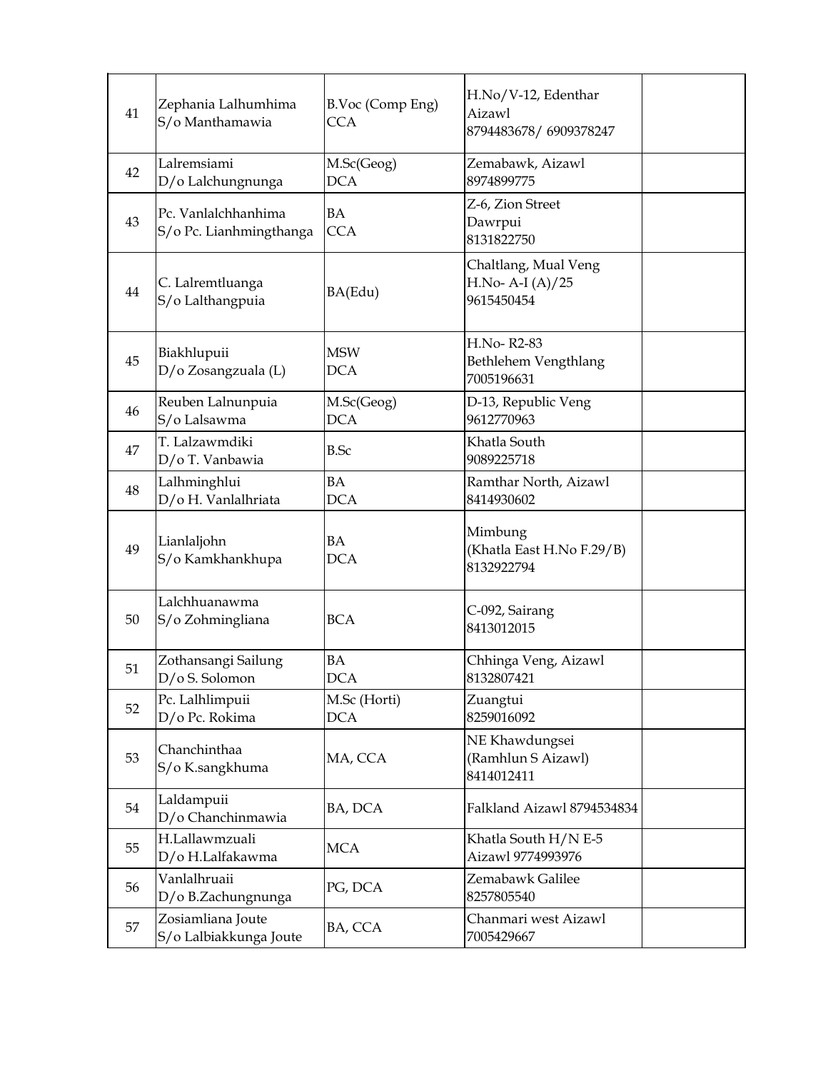| | | | | |
|---|---|---|---|---|
| 41 | Zephania Lalhumhima<br>S/o Manthamawia | B.Voc (Comp Eng)<br>CCA | H.No/V-12, Edenthar<br>Aizawl<br>8794483678/ 6909378247 | |
| 42 | Lalremsiami<br>D/o Lalchungnunga | M.Sc(Geog)<br>DCA | Zemabawk, Aizawl<br>8974899775 | |
| 43 | Pc. Vanlalchhanhima<br>S/o Pc. Lianhmingthanga | BA<br>CCA | Z-6, Zion Street<br>Dawrpui<br>8131822750 | |
| 44 | C. Lalremtluanga<br>S/o Lalthangpuia | BA(Edu) | Chaltlang, Mual Veng<br>H.No- A-I (A)/25<br>9615450454 | |
| 45 | Biakhlupuii<br>D/o Zosangzuala (L) | MSW<br>DCA | H.No- R2-83<br>Bethlehem Vengthlang<br>7005196631 | |
| 46 | Reuben Lalnunpuia<br>S/o Lalsawma | M.Sc(Geog)<br>DCA | D-13, Republic Veng<br>9612770963 | |
| 47 | T. Lalzawmdiki<br>D/o T. Vanbawia | B.Sc | Khatla South<br>9089225718 | |
| 48 | Lalhminghlui<br>D/o H. Vanlalhriata | BA<br>DCA | Ramthar North, Aizawl<br>8414930602 | |
| 49 | Lianlaljohn<br>S/o Kamkhankhupa | BA<br>DCA | Mimbung<br>(Khatla East H.No F.29/B)<br>8132922794 | |
| 50 | Lalchhuanawma<br>S/o Zohmingliana | BCA | C-092, Sairang<br>8413012015 | |
| 51 | Zothansangi Sailung<br>D/o S. Solomon | BA<br>DCA | Chhinga Veng, Aizawl<br>8132807421 | |
| 52 | Pc. Lalhlimpuii<br>D/o Pc. Rokima | M.Sc (Horti)<br>DCA | Zuangtui<br>8259016092 | |
| 53 | Chanchinthaa<br>S/o K.sangkhuma | MA, CCA | NE Khawdungsei<br>(Ramhlun S Aizawl)<br>8414012411 | |
| 54 | Laldampuii<br>D/o Chanchinmawia | BA, DCA | Falkland Aizawl 8794534834 | |
| 55 | H.Lallawmzuali<br>D/o H.Lalfakawma | MCA | Khatla South H/N E-5<br>Aizawl 9774993976 | |
| 56 | Vanlalhruaii<br>D/o B.Zachungnunga | PG, DCA | Zemabawk Galilee<br>8257805540 | |
| 57 | Zosiamliana Joute<br>S/o Lalbiakkunga Joute | BA, CCA | Chanmari west Aizawl<br>7005429667 | |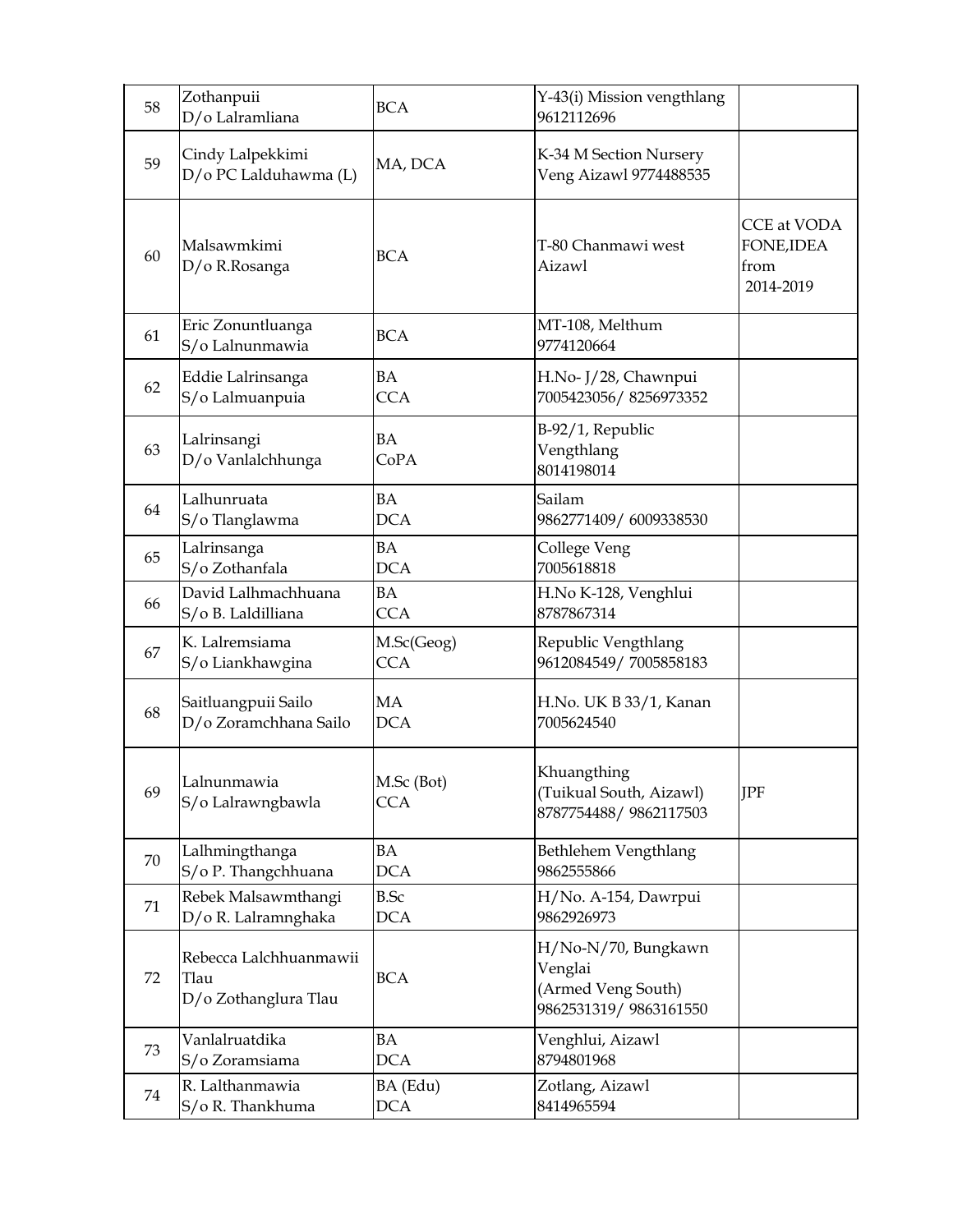| 58 | Zothanpuii<br>D/o Lalramliana | BCA | Y-43(i) Mission vengthlang<br>9612112696 | |
|---|---|---|---|---|
| 59 | Cindy Lalpekkimi<br>D/o PC Lalduhawma (L) | MA, DCA | K-34 M Section Nursery Veng Aizawl 9774488535 | |
| 60 | Malsawmkimi<br>D/o R.Rosanga | BCA | T-80 Chanmawi west Aizawl | CCE at VODA FONE,IDEA from 2014-2019 |
| 61 | Eric Zonuntluanga<br>S/o Lalnunmawia | BCA | MT-108, Melthum<br>9774120664 | |
| 62 | Eddie Lalrinsanga<br>S/o Lalmuanpuia | BA<br>CCA | H.No- J/28, Chawnpui<br>7005423056/ 8256973352 | |
| 63 | Lalrinsangi<br>D/o Vanlalchhunga | BA<br>CoPA | B-92/1, Republic Vengthlang<br>8014198014 | |
| 64 | Lalhunruata<br>S/o Tlanglawma | BA<br>DCA | Sailam<br>9862771409/ 6009338530 | |
| 65 | Lalrinsanga<br>S/o Zothanfala | BA<br>DCA | College Veng<br>7005618818 | |
| 66 | David Lalhmachhuana<br>S/o B. Laldilliana | BA<br>CCA | H.No K-128, Venghlui<br>8787867314 | |
| 67 | K. Lalremsiama<br>S/o Liankhawgina | M.Sc(Geog)<br>CCA | Republic Vengthlang<br>9612084549/ 7005858183 | |
| 68 | Saitluangpuii Sailo<br>D/o Zoramchhana Sailo | MA<br>DCA | H.No. UK B 33/1, Kanan<br>7005624540 | |
| 69 | Lalnunmawia<br>S/o Lalrawngbawla | M.Sc (Bot)<br>CCA | Khuangthing<br>(Tuikual South, Aizawl)<br>8787754488/ 9862117503 | JPF |
| 70 | Lalhmingthanga<br>S/o P. Thangchhuana | BA<br>DCA | Bethlehem Vengthlang<br>9862555866 | |
| 71 | Rebek Malsawmthangi<br>D/o R. Lalramnghaka | B.Sc<br>DCA | H/No. A-154, Dawrpui<br>9862926973 | |
| 72 | Rebecca Lalchhuanmawii Tlau<br>D/o Zothanglura Tlau | BCA | H/No-N/70, Bungkawn Venglai<br>(Armed Veng South)<br>9862531319/ 9863161550 | |
| 73 | Vanlalruatdika<br>S/o Zoramsiama | BA<br>DCA | Venghlui, Aizawl<br>8794801968 | |
| 74 | R. Lalthanmawia<br>S/o R. Thankhuma | BA (Edu)<br>DCA | Zotlang, Aizawl<br>8414965594 | |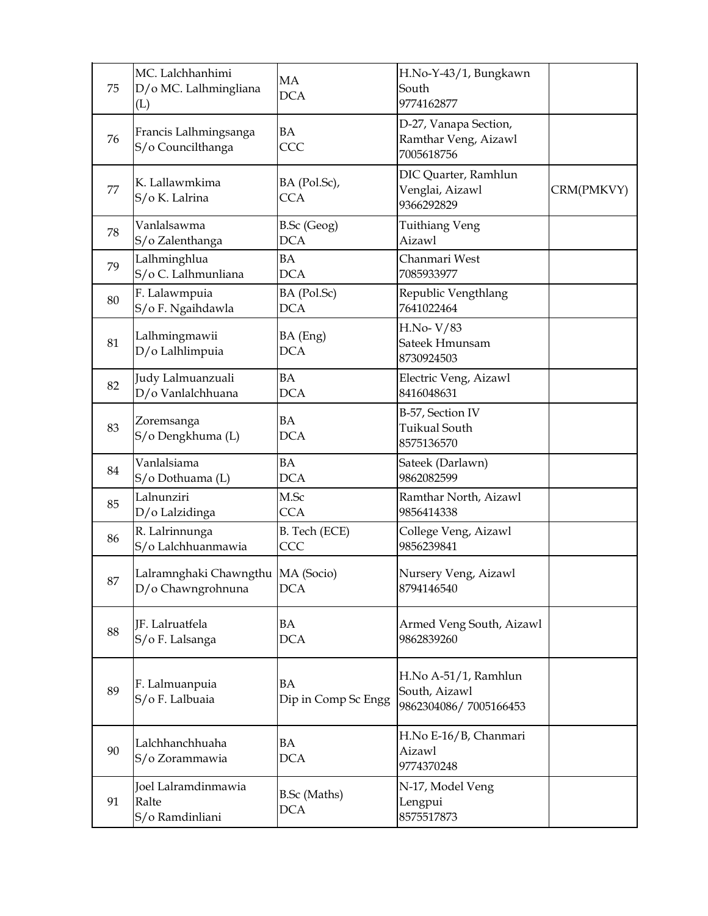| 75 | MC. Lalchhanhimi<br>D/o MC. Lalhmingliana (L) | MA<br>DCA | H.No-Y-43/1, Bungkawn South<br>9774162877 | |
|---|---|---|---|---|
| 76 | Francis Lalhmingsanga<br>S/o Councilthanga | BA<br>CCC | D-27, Vanapa Section, Ramthar Veng, Aizawl<br>7005618756 | |
| 77 | K. Lallawmkima<br>S/o K. Lalrina | BA (Pol.Sc),<br>CCA | DIC Quarter, Ramhlun Venglai, Aizawl<br>9366292829 | CRM(PMKVY) |
| 78 | Vanlalsawma<br>S/o Zalenthanga | B.Sc (Geog)<br>DCA | Tuithiang Veng<br>Aizawl | |
| 79 | Lalhminghlua<br>S/o C. Lalhmunliana | BA<br>DCA | Chanmari West<br>7085933977 | |
| 80 | F. Lalawmpuia<br>S/o F. Ngaihdawla | BA (Pol.Sc)<br>DCA | Republic Vengthlang<br>7641022464 | |
| 81 | Lalhmingmawii<br>D/o Lalhlimpuia | BA (Eng)<br>DCA | H.No- V/83<br>Sateek Hmunsam<br>8730924503 | |
| 82 | Judy Lalmuanzuali<br>D/o Vanlalchhuana | BA<br>DCA | Electric Veng, Aizawl<br>8416048631 | |
| 83 | Zoremsanga<br>S/o Dengkhuma (L) | BA<br>DCA | B-57, Section IV<br>Tuikual South<br>8575136570 | |
| 84 | Vanlalsiama<br>S/o Dothuama (L) | BA<br>DCA | Sateek (Darlawn)<br>9862082599 | |
| 85 | Lalnunziri<br>D/o Lalzidinga | M.Sc<br>CCA | Ramthar North, Aizawl<br>9856414338 | |
| 86 | R. Lalrinnunga<br>S/o Lalchhuanmawia | B. Tech (ECE)<br>CCC | College Veng, Aizawl<br>9856239841 | |
| 87 | Lalramnghaki Chawngthu<br>D/o Chawngrohnuna | MA (Socio)<br>DCA | Nursery Veng, Aizawl<br>8794146540 | |
| 88 | JF. Lalruatfela<br>S/o F. Lalsanga | BA<br>DCA | Armed Veng South, Aizawl<br>9862839260 | |
| 89 | F. Lalmuanpuia<br>S/o F. Lalbuaia | BA<br>Dip in Comp Sc Engg | H.No A-51/1, Ramhlun South, Aizawl<br>9862304086/ 7005166453 | |
| 90 | Lalchhanchhuaha<br>S/o Zorammawia | BA<br>DCA | H.No E-16/B, Chanmari<br>Aizawl<br>9774370248 | |
| 91 | Joel Lalramdinmawia Ralte<br>S/o Ramdinliani | B.Sc (Maths)<br>DCA | N-17, Model Veng<br>Lengpui<br>8575517873 | |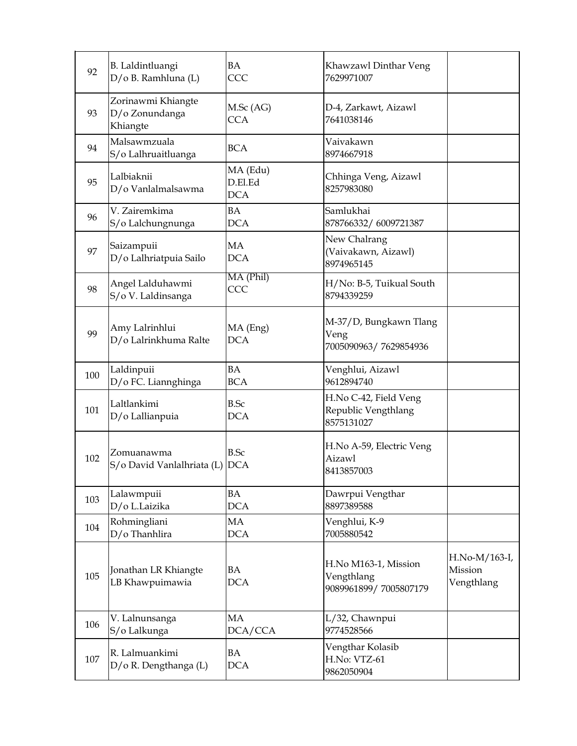| 92 | B. Laldintluangi<br>D/o B. Ramhluna (L) | BA<br>CCC | Khawzawl Dinthar Veng<br>7629971007 | |
|---|---|---|---|---|
| 93 | Zorinawmi Khiangte<br>D/o Zonundanga Khiangte | M.Sc (AG)<br>CCA | D-4, Zarkawt, Aizawl<br>7641038146 | |
| 94 | Malsawmzuala<br>S/o Lalhruaitluanga | BCA | Vaivakawn<br>8974667918 | |
| 95 | Lalbiaknii<br>D/o Vanlalmalsawma | MA (Edu)<br>D.El.Ed<br>DCA | Chhinga Veng, Aizawl<br>8257983080 | |
| 96 | V. Zairemkima<br>S/o Lalchungnunga | BA<br>DCA | Samlukhai<br>878766332/ 6009721387 | |
| 97 | Saizampuii<br>D/o Lalhriatpuia Sailo | MA<br>DCA | New Chalrang<br>(Vaivakawn, Aizawl)<br>8974965145 | |
| 98 | Angel Lalduhawmi<br>S/o V. Laldinsanga | MA (Phil)<br>CCC | H/No: B-5, Tuikual South<br>8794339259 | |
| 99 | Amy Lalrinhlui<br>D/o Lalrinkhuma Ralte | MA (Eng)<br>DCA | M-37/D, Bungkawn Tlang Veng<br>7005090963/ 7629854936 | |
| 100 | Laldinpuii<br>D/o FC. Liannghinga | BA<br>BCA | Venghlui, Aizawl<br>9612894740 | |
| 101 | Laltlankimi<br>D/o Lallianpuia | B.Sc<br>DCA | H.No C-42, Field Veng<br>Republic Vengthlang<br>8575131027 | |
| 102 | Zomuanawma<br>S/o David Vanlalhriata (L) | B.Sc<br>DCA | H.No A-59, Electric Veng<br>Aizawl<br>8413857003 | |
| 103 | Lalawmpuii<br>D/o L.Laizika | BA<br>DCA | Dawrpui Vengthar<br>8897389588 | |
| 104 | Rohmingliani<br>D/o Thanhlira | MA<br>DCA | Venghlui, K-9<br>7005880542 | |
| 105 | Jonathan LR Khiangte<br>LB Khawpuimawia | BA<br>DCA | H.No M163-1, Mission Vengthlang<br>9089961899/ 7005807179 | H.No-M/163-I, Mission Vengthlang |
| 106 | V. Lalnunsanga<br>S/o Lalkunga | MA<br>DCA/CCA | L/32, Chawnpui<br>9774528566 | |
| 107 | R. Lalmuankimi<br>D/o R. Dengthanga (L) | BA<br>DCA | Vengthar Kolasib<br>H.No: VTZ-61<br>9862050904 | |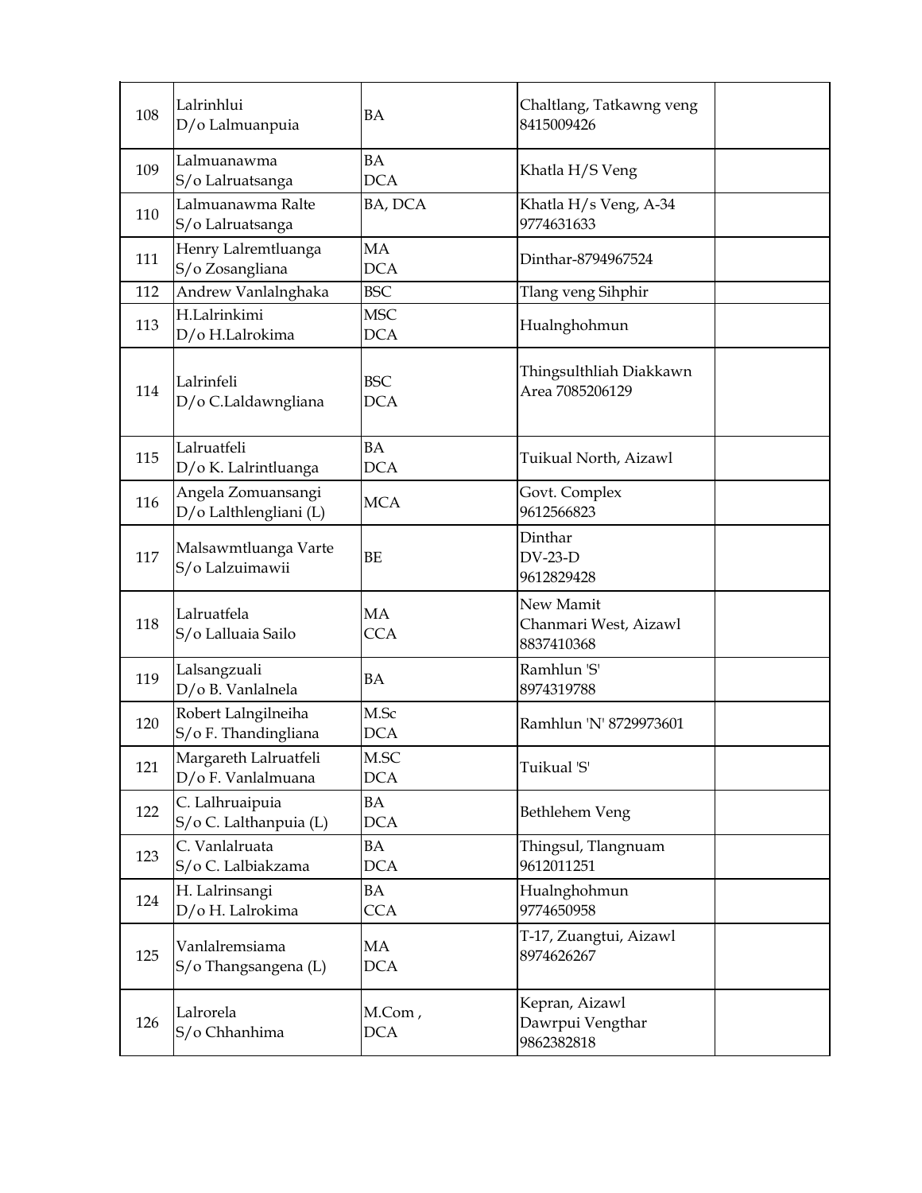| 108 | Lalrinhlui<br>D/o Lalmuanpuia | BA | Chaltlang, Tatkawng veng<br>8415009426 | |
|---|---|---|---|---|
| 109 | Lalmuanawma<br>S/o Lalruatsanga | BA<br>DCA | Khatla H/S Veng | |
| 110 | Lalmuanawma Ralte<br>S/o Lalruatsanga | BA, DCA | Khatla H/s Veng, A-34<br>9774631633 | |
| 111 | Henry Lalremtluanga<br>S/o Zosangliana | MA<br>DCA | Dinthar-8794967524 | |
| 112 | Andrew Vanlalnghaka | BSC | Tlang veng Sihphir | |
| 113 | H.Lalrinkimi<br>D/o H.Lalrokima | MSC<br>DCA | Hualnghohmun | |
| 114 | Lalrinfeli<br>D/o C.Laldawngliana | BSC<br>DCA | Thingsulthliah Diakkawn<br>Area 7085206129 | |
| 115 | Lalruatfeli<br>D/o K. Lalrintluanga | BA<br>DCA | Tuikual North, Aizawl | |
| 116 | Angela Zomuansangi<br>D/o Lalthlengliani (L) | MCA | Govt. Complex<br>9612566823 | |
| 117 | Malsawmtluanga Varte<br>S/o Lalzuimawii | BE | Dinthar<br>DV-23-D<br>9612829428 | |
| 118 | Lalruatfela<br>S/o Lalluaia Sailo | MA<br>CCA | New Mamit<br>Chanmari West, Aizawl<br>8837410368 | |
| 119 | Lalsangzuali<br>D/o B. Vanlalnela | BA | Ramhlun 'S'<br>8974319788 | |
| 120 | Robert Lalngilneiha<br>S/o F. Thandingliana | M.Sc<br>DCA | Ramhlun 'N' 8729973601 | |
| 121 | Margareth Lalruatfeli<br>D/o F. Vanlalmuana | M.SC<br>DCA | Tuikual 'S' | |
| 122 | C. Lalhruaipuia<br>S/o C. Lalthanpuia (L) | BA<br>DCA | Bethlehem Veng | |
| 123 | C. Vanlalruata<br>S/o C. Lalbiakzama | BA<br>DCA | Thingsul, Tlangnuam<br>9612011251 | |
| 124 | H. Lalrinsangi<br>D/o H. Lalrokima | BA<br>CCA | Hualnghohmun<br>9774650958 | |
| 125 | Vanlalremsiama<br>S/o Thangsangena (L) | MA<br>DCA | T-17, Zuangtui, Aizawl<br>8974626267 | |
| 126 | Lalrorela<br>S/o Chhanhima | M.Com ,<br>DCA | Kepran, Aizawl<br>Dawrpui Vengthar<br>9862382818 | |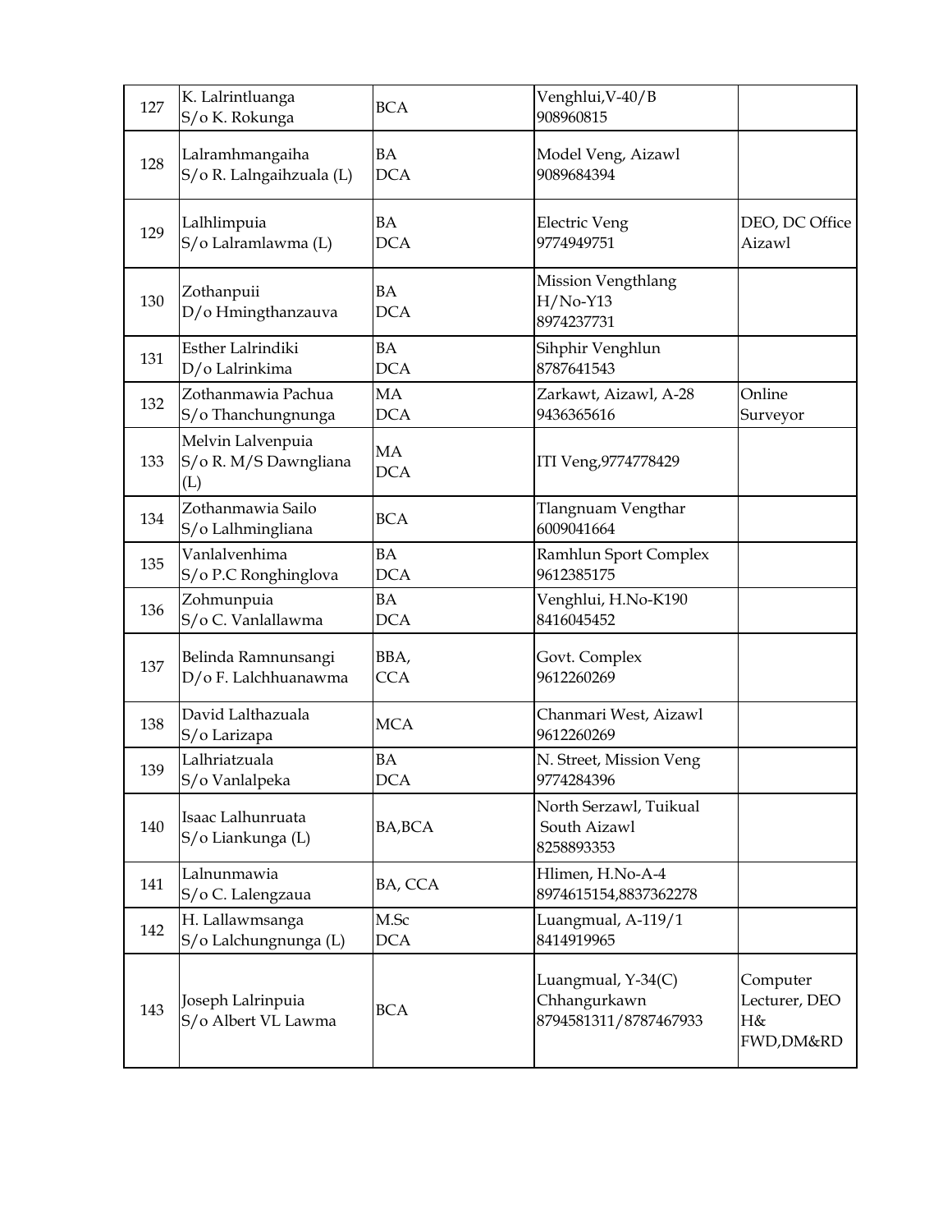| 127 | K. Lalrintluanga<br>S/o K. Rokunga | BCA | Venghlui,V-40/B<br>908960815 | |
|---|---|---|---|---|
| 128 | Lalramhmangaiha<br>S/o R. Lalngaihzuala (L) | BA<br>DCA | Model Veng, Aizawl<br>9089684394 | |
| 129 | Lalhlimpuia<br>S/o Lalramlawma (L) | BA<br>DCA | Electric Veng<br>9774949751 | DEO, DC Office Aizawl |
| 130 | Zothanpuii<br>D/o Hmingthanzauva | BA<br>DCA | Mission Vengthlang<br>H/No-Y13<br>8974237731 | |
| 131 | Esther Lalrindiki<br>D/o Lalrinkima | BA<br>DCA | Sihphir Venghlun<br>8787641543 | |
| 132 | Zothanmawia Pachua<br>S/o Thanchungnunga | MA<br>DCA | Zarkawt, Aizawl, A-28<br>9436365616 | Online Surveyor |
| 133 | Melvin Lalvenpuia<br>S/o R. M/S Dawngliana (L) | MA<br>DCA | ITI Veng,9774778429 | |
| 134 | Zothanmawia Sailo<br>S/o Lalhmingliana | BCA | Tlangnuam Vengthar<br>6009041664 | |
| 135 | Vanlalvenhima<br>S/o P.C Ronghinglova | BA<br>DCA | Ramhlun Sport Complex<br>9612385175 | |
| 136 | Zohmunpuia<br>S/o C. Vanlallawma | BA<br>DCA | Venghlui, H.No-K190<br>8416045452 | |
| 137 | Belinda Ramnunsangi<br>D/o F. Lalchhuanawma | BBA,<br>CCA | Govt. Complex<br>9612260269 | |
| 138 | David Lalthazuala<br>S/o Larizapa | MCA | Chanmari West, Aizawl<br>9612260269 | |
| 139 | Lalhriatzuala<br>S/o Vanlalpeka | BA<br>DCA | N. Street, Mission Veng<br>9774284396 | |
| 140 | Isaac Lalhunruata<br>S/o Liankunga (L) | BA,BCA | North Serzawl, Tuikual South Aizawl<br>8258893353 | |
| 141 | Lalnunmawia<br>S/o C. Lalengzaua | BA, CCA | Hlimen, H.No-A-4<br>8974615154,8837362278 | |
| 142 | H. Lallawmsanga<br>S/o Lalchungnunga (L) | M.Sc<br>DCA | Luangmual, A-119/1<br>8414919965 | |
| 143 | Joseph Lalrinpuia<br>S/o Albert VL Lawma | BCA | Luangmual, Y-34(C)<br>Chhangurkawn<br>8794581311/8787467933 | Computer Lecturer, DEO H& FWD,DM&RD |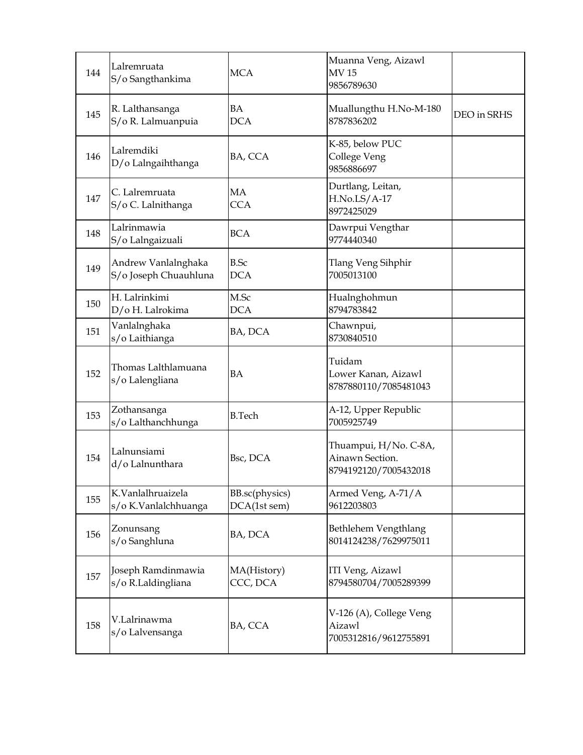| | | | | |
|---|---|---|---|---|
| 144 | Lalremruata<br>S/o Sangthankima | MCA | Muanna Veng, Aizawl<br>MV 15<br>9856789630 | |
| 145 | R. Lalthansanga<br>S/o R. Lalmuanpuia | BA<br>DCA | Muallungthu H.No-M-180<br>8787836202 | DEO in SRHS |
| 146 | Lalremdiki<br>D/o Lalngaihthanga | BA, CCA | K-85, below PUC<br>College Veng<br>9856886697 | |
| 147 | C. Lalremruata<br>S/o C. Lalnithanga | MA<br>CCA | Durtlang, Leitan,<br>H.No.LS/A-17<br>8972425029 | |
| 148 | Lalrinmawia<br>S/o Lalngaizuali | BCA | Dawrpui Vengthar<br>9774440340 | |
| 149 | Andrew Vanlalnghaka<br>S/o Joseph Chuauhluna | B.Sc<br>DCA | Tlang Veng Sihphir<br>7005013100 | |
| 150 | H. Lalrinkimi<br>D/o H. Lalrokima | M.Sc<br>DCA | Hualnghohmun<br>8794783842 | |
| 151 | Vanlalnghaka<br>s/o Laithianga | BA, DCA | Chawnpui,<br>8730840510 | |
| 152 | Thomas Lalthlamuana<br>s/o Lalengliana | BA | Tuidam<br>Lower Kanan, Aizawl<br>8787880110/7085481043 | |
| 153 | Zothansanga<br>s/o Lalthanchhunga | B.Tech | A-12, Upper Republic<br>7005925749 | |
| 154 | Lalnunsiami<br>d/o Lalnunthara | Bsc, DCA | Thuampui, H/No. C-8A,<br>Ainawn Section.<br>8794192120/7005432018 | |
| 155 | K.Vanlalhruaizela<br>s/o K.Vanlalchhuanga | BB.sc(physics)<br>DCA(1st sem) | Armed Veng, A-71/A<br>9612203803 | |
| 156 | Zonunsang<br>s/o Sanghluna | BA, DCA | Bethlehem Vengthlang<br>8014124238/7629975011 | |
| 157 | Joseph Ramdinmawia<br>s/o R.Laldingliana | MA(History)<br>CCC, DCA | ITI Veng, Aizawl<br>8794580704/7005289399 | |
| 158 | V.Lalrinawma<br>s/o Lalvensanga | BA, CCA | V-126 (A), College Veng<br>Aizawl<br>7005312816/9612755891 | |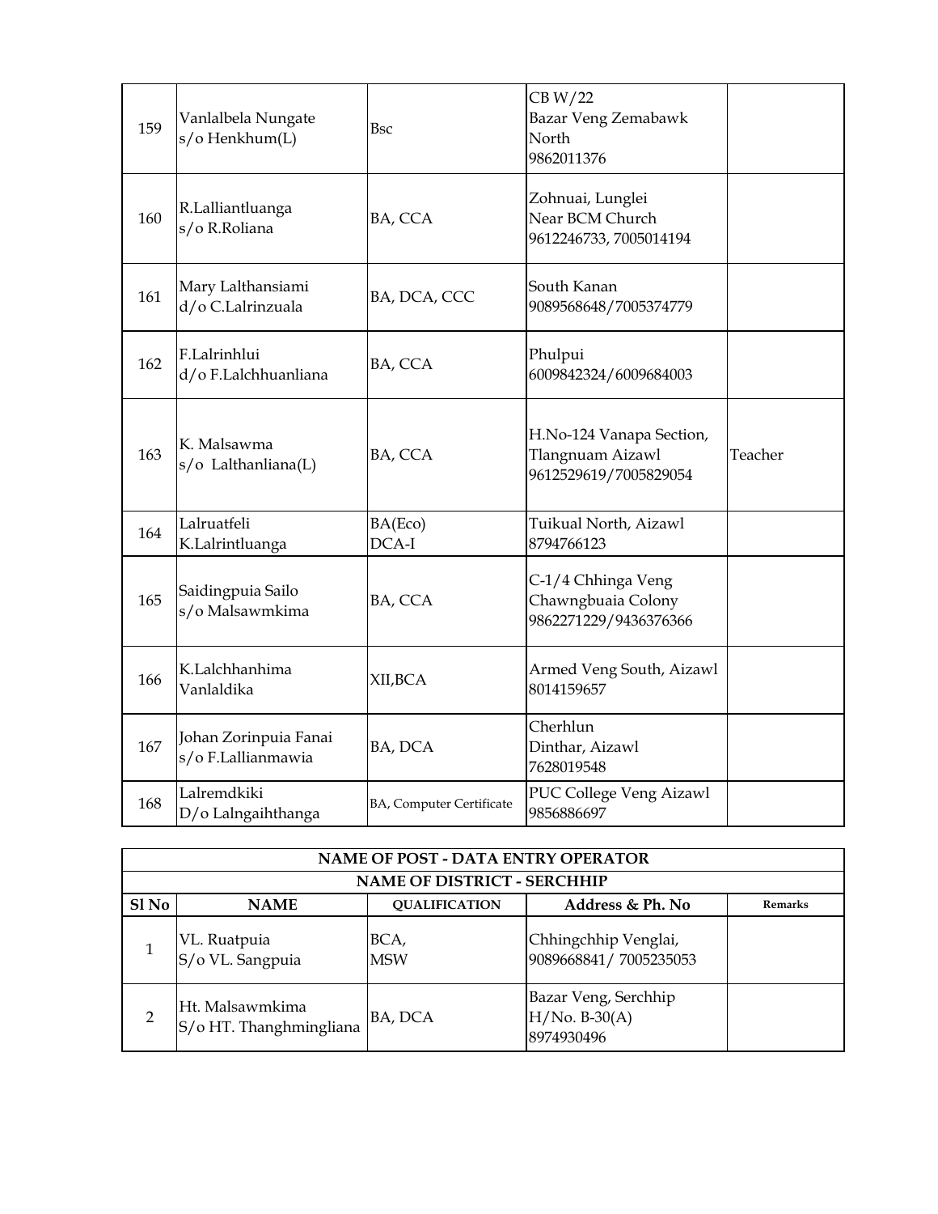| | | | | |
|---|---|---|---|---|
| 159 | Vanlalbela Nungate s/o Henkhum(L) | Bsc | CB W/22 Bazar Veng Zemabawk North 9862011376 | |
| 160 | R.Lalliantluanga s/o R.Roliana | BA, CCA | Zohnuai, Lunglei Near BCM Church 9612246733, 7005014194 | |
| 161 | Mary Lalthansiami d/o C.Lalrinzuala | BA, DCA, CCC | South Kanan 9089568648/7005374779 | |
| 162 | F.Lalrinhlui d/o F.Lalchhuanliana | BA, CCA | Phulpui 6009842324/6009684003 | |
| 163 | K. Malsawma s/o Lalthanliana(L) | BA, CCA | H.No-124 Vanapa Section, Tlangnuam Aizawl 9612529619/7005829054 | Teacher |
| 164 | Lalruatfeli K.Lalrintluanga | BA(Eco) DCA-I | Tuikual North, Aizawl 8794766123 | |
| 165 | Saidingpuia Sailo s/o Malsawmkima | BA, CCA | C-1/4 Chhinga Veng Chawngbuaia Colony 9862271229/9436376366 | |
| 166 | K.Lalchhanhima Vanlaldika | XII,BCA | Armed Veng South, Aizawl 8014159657 | |
| 167 | Johan Zorinpuia Fanai s/o F.Lallianmawia | BA, DCA | Cherhlun Dinthar, Aizawl 7628019548 | |
| 168 | Lalremdkiki D/o Lalngaihthanga | BA, Computer Certificate | PUC College Veng Aizawl 9856886697 | |

| NAME OF POST - DATA ENTRY OPERATOR | | | | |
|---|---|---|---|---|
| **NAME OF DISTRICT - SERCHHIP** | | | | |
| **Sl No** | **NAME** | **QUALIFICATION** | **Address & Ph. No** | **Remarks** |
| 1 | VL. Ruatpuia S/o VL. Sangpuia | BCA, MSW | Chhingchhip Venglai, 9089668841/ 7005235053 | |
| 2 | Ht. Malsawmkima S/o HT. Thanghmingliana | BA, DCA | Bazar Veng, Serchhip H/No. B-30(A) 8974930496 | |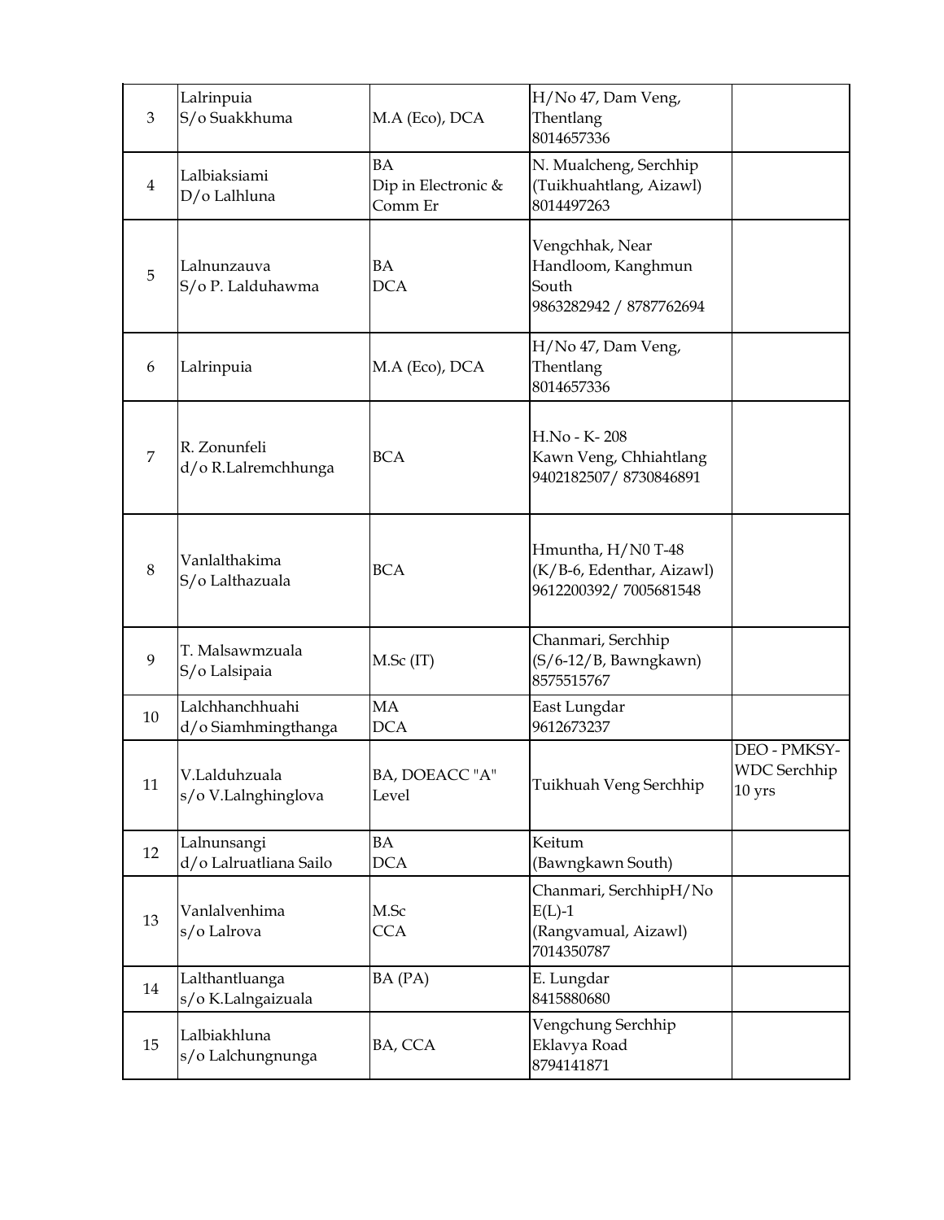| 3 | Lalrinpuia<br>S/o Suakkhuma | M.A (Eco), DCA | H/No 47, Dam Veng,<br>Thentlang<br>8014657336 | |
|---|---|---|---|---|
| 4 | Lalbiaksiami<br>D/o Lalhluna | BA<br>Dip in Electronic &<br>Comm Er | N. Mualcheng, Serchhip<br>(Tuikhuahtlang, Aizawl)<br>8014497263 | |
| 5 | Lalnunzauva<br>S/o P. Lalduhawma | BA<br>DCA | Vengchhak, Near<br>Handloom, Kanghmun<br>South<br>9863282942 / 8787762694 | |
| 6 | Lalrinpuia | M.A (Eco), DCA | H/No 47, Dam Veng,<br>Thentlang<br>8014657336 | |
| 7 | R. Zonunfeli<br>d/o R.Lalremchhunga | BCA | H.No - K- 208<br>Kawn Veng, Chhiahtlang<br>9402182507/ 8730846891 | |
| 8 | Vanlalthakima<br>S/o Lalthazuala | BCA | Hmuntha, H/N0 T-48<br>(K/B-6, Edenthar, Aizawl)<br>9612200392/ 7005681548 | |
| 9 | T. Malsawmzuala<br>S/o Lalsipaia | M.Sc (IT) | Chanmari, Serchhip<br>(S/6-12/B, Bawngkawn)<br>8575515767 | |
| 10 | Lalchhanchhuahi<br>d/o Siamhmingthanga | MA<br>DCA | East Lungdar<br>9612673237 | |
| 11 | V.Lalduhzuala<br>s/o V.Lalnghinglova | BA, DOEACC "A"<br>Level | Tuikhuah Veng Serchhip | DEO - PMKSY-<br>WDC Serchhip<br>10 yrs |
| 12 | Lalnunsangi<br>d/o Lalruatliana Sailo | BA<br>DCA | Keitum<br>(Bawngkawn South) | |
| 13 | Vanlalvenhima<br>s/o Lalrova | M.Sc<br>CCA | Chanmari, SerchhipH/No<br>E(L)-1<br>(Rangvamual, Aizawl)<br>7014350787 | |
| 14 | Lalthantluanga<br>s/o K.Lalngaizuala | BA (PA) | E. Lungdar<br>8415880680 | |
| 15 | Lalbiakhluna<br>s/o Lalchungnunga | BA, CCA | Vengchung Serchhip<br>Eklavya Road<br>8794141871 | |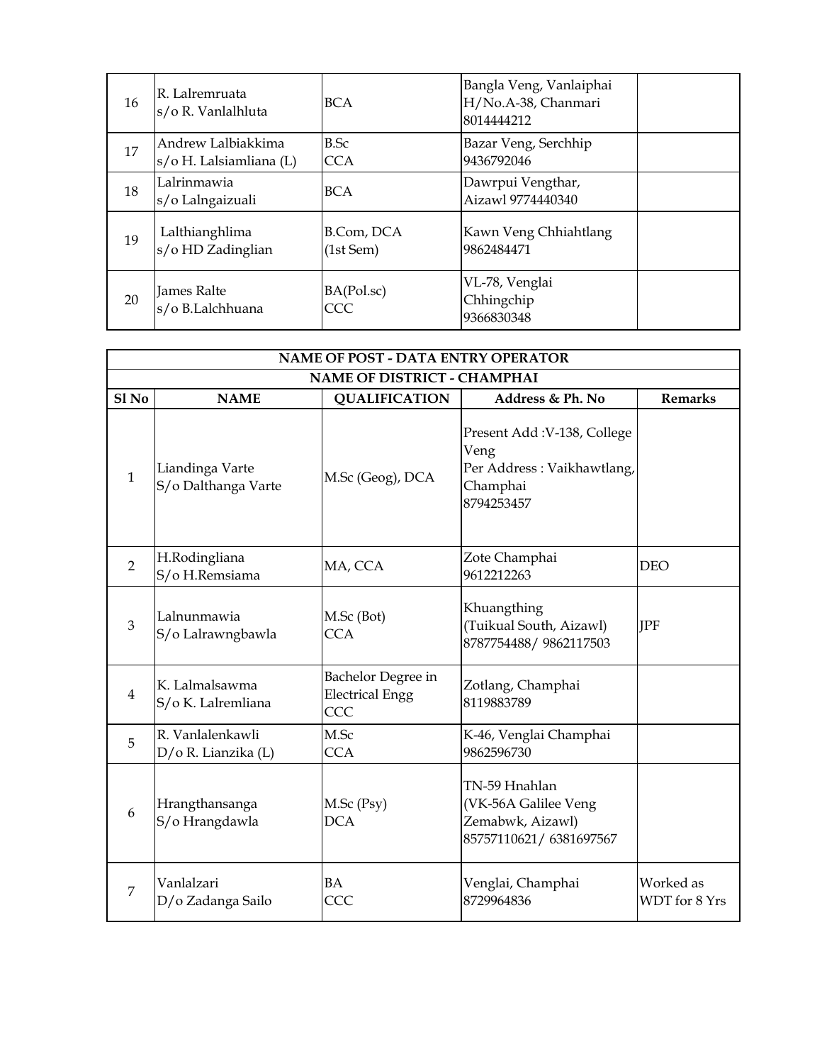| | | | | |
|---|---|---|---|---|
| 16 | R. Lalremruata s/o R. Vanlalhluta | BCA | Bangla Veng, Vanlaiphai H/No.A-38, Chanmari 8014444212 | |
| 17 | Andrew Lalbiakkima s/o H. Lalsiamliana (L) | B.Sc CCA | Bazar Veng, Serchhip 9436792046 | |
| 18 | Lalrinmawia s/o Lalngaizuali | BCA | Dawrpui Vengthar, Aizawl 9774440340 | |
| 19 | Lalthianghlima s/o HD Zadinglian | B.Com, DCA (1st Sem) | Kawn Veng Chhiahtlang 9862484471 | |
| 20 | James Ralte s/o B.Lalchhuana | BA(Pol.sc) CCC | VL-78, Venglai Chhingchip 9366830348 | |

| NAME OF POST - DATA ENTRY OPERATOR | | | | |
|---|---|---|---|---|
| NAME OF DISTRICT - CHAMPHAI | | | | |
| Sl No | NAME | QUALIFICATION | Address & Ph. No | Remarks |
| 1 | Liandinga Varte S/o Dalthanga Varte | M.Sc (Geog), DCA | Present Add :V-138, College Veng Per Address : Vaikhawtlang, Champhai 8794253457 | |
| 2 | H.Rodingliana S/o H.Remsiama | MA, CCA | Zote Champhai 9612212263 | DEO |
| 3 | Lalnunmawia S/o Lalrawngbawla | M.Sc (Bot) CCA | Khuangthing (Tuikual South, Aizawl) 8787754488/ 9862117503 | JPF |
| 4 | K. Lalmalsawma S/o K. Lalremliana | Bachelor Degree in Electrical Engg CCC | Zotlang, Champhai 8119883789 | |
| 5 | R. Vanlalenkawli D/o R. Lianzika (L) | M.Sc CCA | K-46, Venglai Champhai 9862596730 | |
| 6 | Hrangthansanga S/o Hrangdawla | M.Sc (Psy) DCA | TN-59 Hnahlan (VK-56A Galilee Veng Zemabwk, Aizawl) 85757110621/ 6381697567 | |
| 7 | Vanlalzari D/o Zadanga Sailo | BA CCC | Venglai, Champhai 8729964836 | Worked as WDT for 8 Yrs |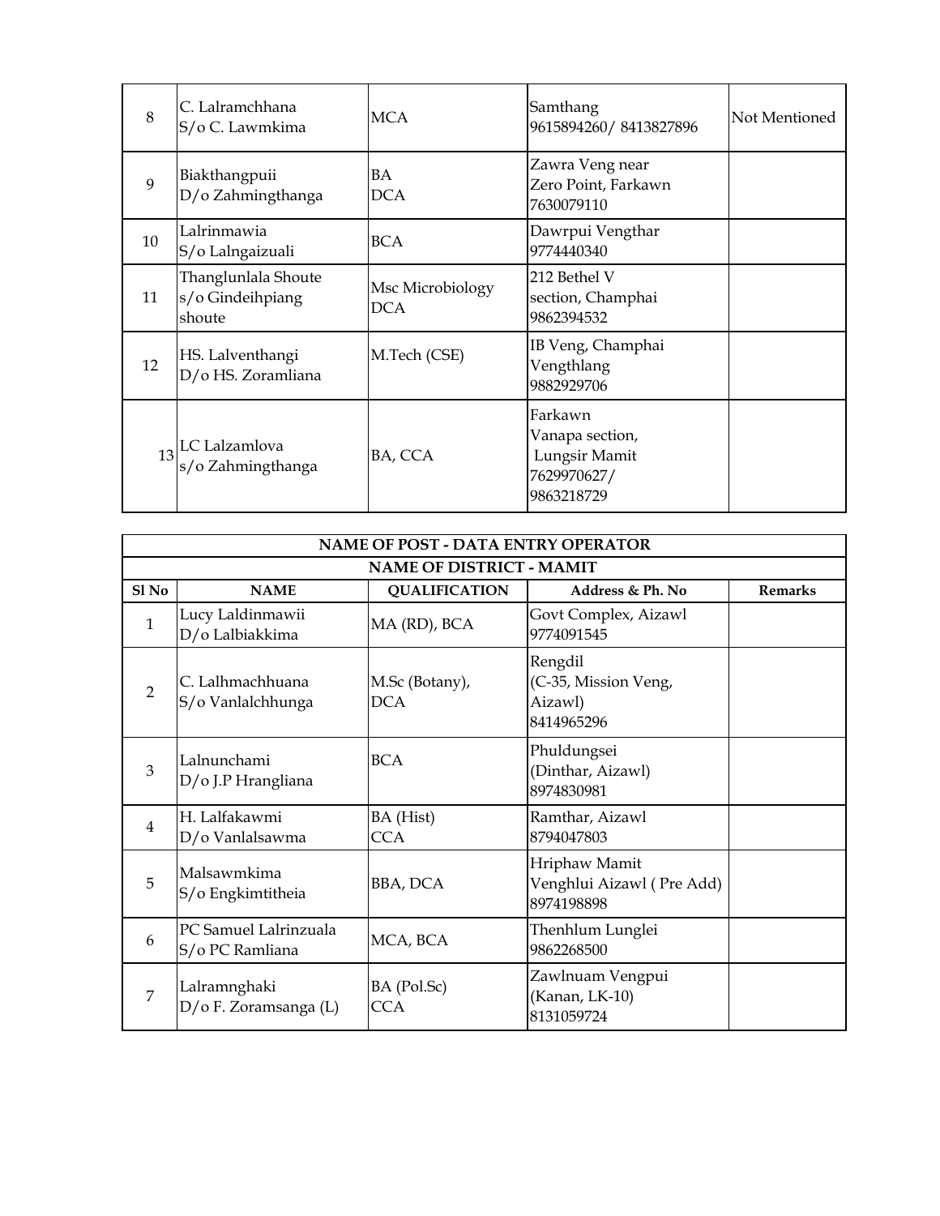| 8 | C. Lalramchhana<br>S/o C. Lawmkima | MCA | Samthang<br>9615894260/ 8413827896 | Not Mentioned |
|---|---|---|---|---|
| 9 | Biakthangpuii<br>D/o Zahmingthanga | BA<br>DCA | Zawra Veng near<br>Zero Point, Farkawn<br>7630079110 | |
| 10 | Lalrinmawia<br>S/o Lalngaizuali | BCA | Dawrpui Vengthar<br>9774440340 | |
| 11 | Thanglunlala Shoute<br>s/o Gindeihpiang<br>shoute | Msc Microbiology<br>DCA | 212 Bethel V<br>section, Champhai<br>9862394532 | |
| 12 | HS. Lalventhangi<br>D/o HS. Zoramliana | M.Tech (CSE) | IB Veng, Champhai<br>Vengthlang<br>9882929706 | |
| 13 | LC Lalzamlova<br>s/o Zahmingthanga | BA, CCA | Farkawn<br>Vanapa section,<br>Lungsir Mamit<br>7629970627/<br>9863218729 | |

| **NAME OF POST - DATA ENTRY OPERATOR** | | | | |
|---|---|---|---|---|
| **NAME OF DISTRICT - MAMIT** | | | | |
| **Sl No** | **NAME** | **QUALIFICATION** | **Address & Ph. No** | **Remarks** |
| 1 | Lucy Laldinmawii<br>D/o Lalbiakkima | MA (RD), BCA | Govt Complex, Aizawl<br>9774091545 | |
| 2 | C. Lalhmachhuana<br>S/o Vanlalchhunga | M.Sc (Botany),<br>DCA | Rengdil<br>(C-35, Mission Veng,<br>Aizawl)<br>8414965296 | |
| 3 | Lalnunchami<br>D/o J.P Hrangliana | BCA | Phuldungsei<br>(Dinthar, Aizawl)<br>8974830981 | |
| 4 | H. Lalfakawmi<br>D/o Vanlalsawma | BA (Hist)<br>CCA | Ramthar, Aizawl<br>8794047803 | |
| 5 | Malsawmkima<br>S/o Engkimtitheia | BBA, DCA | Hriphaw Mamit<br>Venghlui Aizawl ( Pre Add)<br>8974198898 | |
| 6 | PC Samuel Lalrinzuala<br>S/o PC Ramliana | MCA, BCA | Thenhlum Lunglei<br>9862268500 | |
| 7 | Lalramnghaki<br>D/o F. Zoramsanga (L) | BA (Pol.Sc)<br>CCA | Zawlnuam Vengpui<br>(Kanan, LK-10)<br>8131059724 | |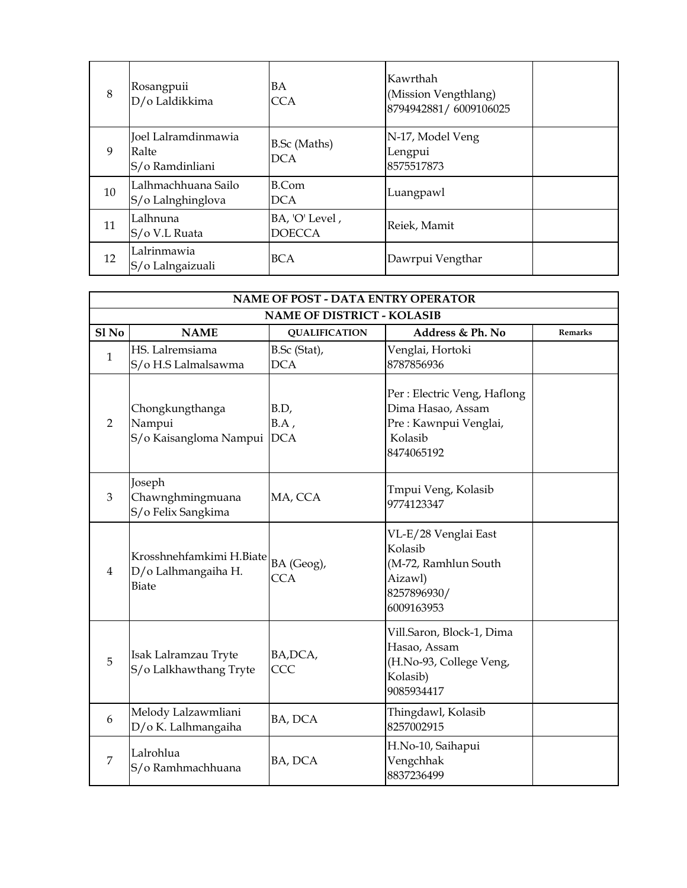| | | | | |
|---|---|---|---|---|
| 8 | Rosangpuii<br>D/o Laldikkima | BA<br>CCA | Kawrthah<br>(Mission Vengthlang)<br>8794942881/ 6009106025 | |
| 9 | Joel Lalramdinmawia Ralte<br>S/o Ramdinliani | B.Sc (Maths)<br>DCA | N-17, Model Veng<br>Lengpui<br>8575517873 | |
| 10 | Lalhmachhuana Sailo<br>S/o Lalnghinglova | B.Com<br>DCA | Luangpawl | |
| 11 | Lalhnuna<br>S/o V.L Ruata | BA, 'O' Level ,<br>DOECCA | Reiek, Mamit | |
| 12 | Lalrinmawia<br>S/o Lalngaizuali | BCA | Dawrpui Vengthar | |

| NAME OF POST - DATA ENTRY OPERATOR | | | | |
|---|---|---|---|---|
| NAME OF DISTRICT - KOLASIB | | | | |
| **Sl No** | **NAME** | **QUALIFICATION** | **Address & Ph. No** | **Remarks** |
| 1 | HS. Lalremsiama<br>S/o H.S Lalmalsawma | B.Sc (Stat),<br>DCA | Venglai, Hortoki<br>8787856936 | |
| 2 | Chongkungthanga Nampui<br>S/o Kaisangloma Nampui | B.D,<br>B.A ,<br>DCA | Per : Electric Veng, Haflong Dima Hasao, Assam<br>Pre : Kawnpui Venglai, Kolasib<br>8474065192 | |
| 3 | Joseph Chawnghmingmuana<br>S/o Felix Sangkima | MA, CCA | Tmpui Veng, Kolasib<br>9774123347 | |
| 4 | Krosshnehfamkimi H.Biate<br>D/o Lalhmangaiha H. Biate | BA (Geog),<br>CCA | VL-E/28 Venglai East Kolasib<br>(M-72, Ramhlun South Aizawl)<br>8257896930/<br>6009163953 | |
| 5 | Isak Lalramzau Tryte<br>S/o Lalkhawthang Tryte | BA,DCA,<br>CCC | Vill.Saron, Block-1, Dima Hasao, Assam<br>(H.No-93, College Veng, Kolasib)<br>9085934417 | |
| 6 | Melody Lalzawmliani<br>D/o K. Lalhmangaiha | BA, DCA | Thingdawl, Kolasib<br>8257002915 | |
| 7 | Lalrohlua<br>S/o Ramhmachhuana | BA, DCA | H.No-10, Saihapui Vengchhak<br>8837236499 | |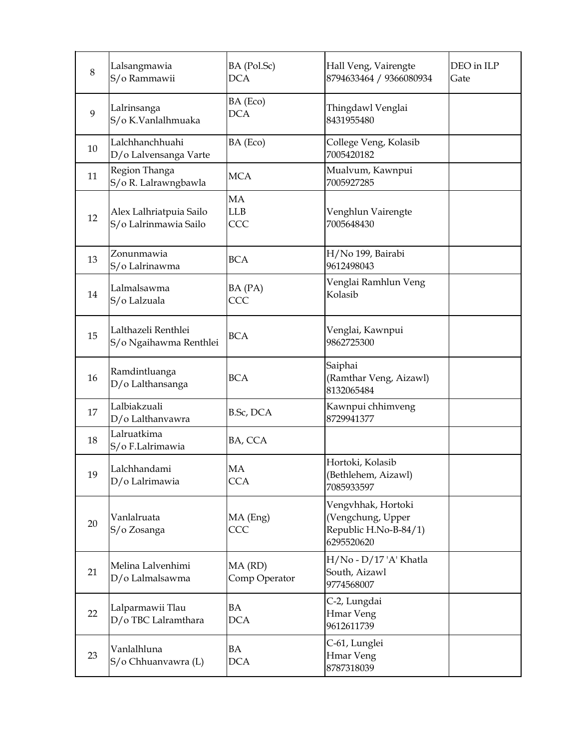| | | | | |
|---|---|---|---|---|
| 8 | Lalsangmawia<br>S/o Rammawii | BA (Pol.Sc)<br>DCA | Hall Veng, Vairengte<br>8794633464 / 9366080934 | DEO in ILP Gate |
| 9 | Lalrinsanga<br>S/o K.Vanlalhmuaka | BA (Eco)<br>DCA | Thingdawl Venglai<br>8431955480 | |
| 10 | Lalchhanchhuahi<br>D/o Lalvensanga Varte | BA (Eco) | College Veng, Kolasib<br>7005420182 | |
| 11 | Region Thanga<br>S/o R. Lalrawngbawla | MCA | Mualvum, Kawnpui<br>7005927285 | |
| 12 | Alex Lalhriatpuia Sailo<br>S/o Lalrinmawia Sailo | MA<br>LLB<br>CCC | Venghlun Vairengte<br>7005648430 | |
| 13 | Zonunmawia<br>S/o Lalrinawma | BCA | H/No 199, Bairabi<br>9612498043 | |
| 14 | Lalmalsawma<br>S/o Lalzuala | BA (PA)<br>CCC | Venglai Ramhlun Veng<br>Kolasib | |
| 15 | Lalthazeli Renthlei<br>S/o Ngaihawma Renthlei | BCA | Venglai, Kawnpui<br>9862725300 | |
| 16 | Ramdintluanga<br>D/o Lalthansanga | BCA | Saiphai<br>(Ramthar Veng, Aizawl)<br>8132065484 | |
| 17 | Lalbiakzuali<br>D/o Lalthanvawra | B.Sc, DCA | Kawnpui chhimveng<br>8729941377 | |
| 18 | Lalruatkima<br>S/o F.Lalrimawia | BA, CCA | | |
| 19 | Lalchhandami<br>D/o Lalrimawia | MA<br>CCA | Hortoki, Kolasib<br>(Bethlehem, Aizawl)<br>7085933597 | |
| 20 | Vanlalruata<br>S/o Zosanga | MA (Eng)<br>CCC | Vengvhhak, Hortoki<br>(Vengchung, Upper Republic H.No-B-84/1)<br>6295520620 | |
| 21 | Melina Lalvenhimi<br>D/o Lalmalsawma | MA (RD)<br>Comp Operator | H/No - D/17 'A' Khatla South, Aizawl<br>9774568007 | |
| 22 | Lalparmawii Tlau<br>D/o TBC Lalramthara | BA<br>DCA | C-2, Lungdai<br>Hmar Veng<br>9612611739 | |
| 23 | Vanlalhluna<br>S/o Chhuanvawra (L) | BA<br>DCA | C-61, Lunglei<br>Hmar Veng<br>8787318039 | |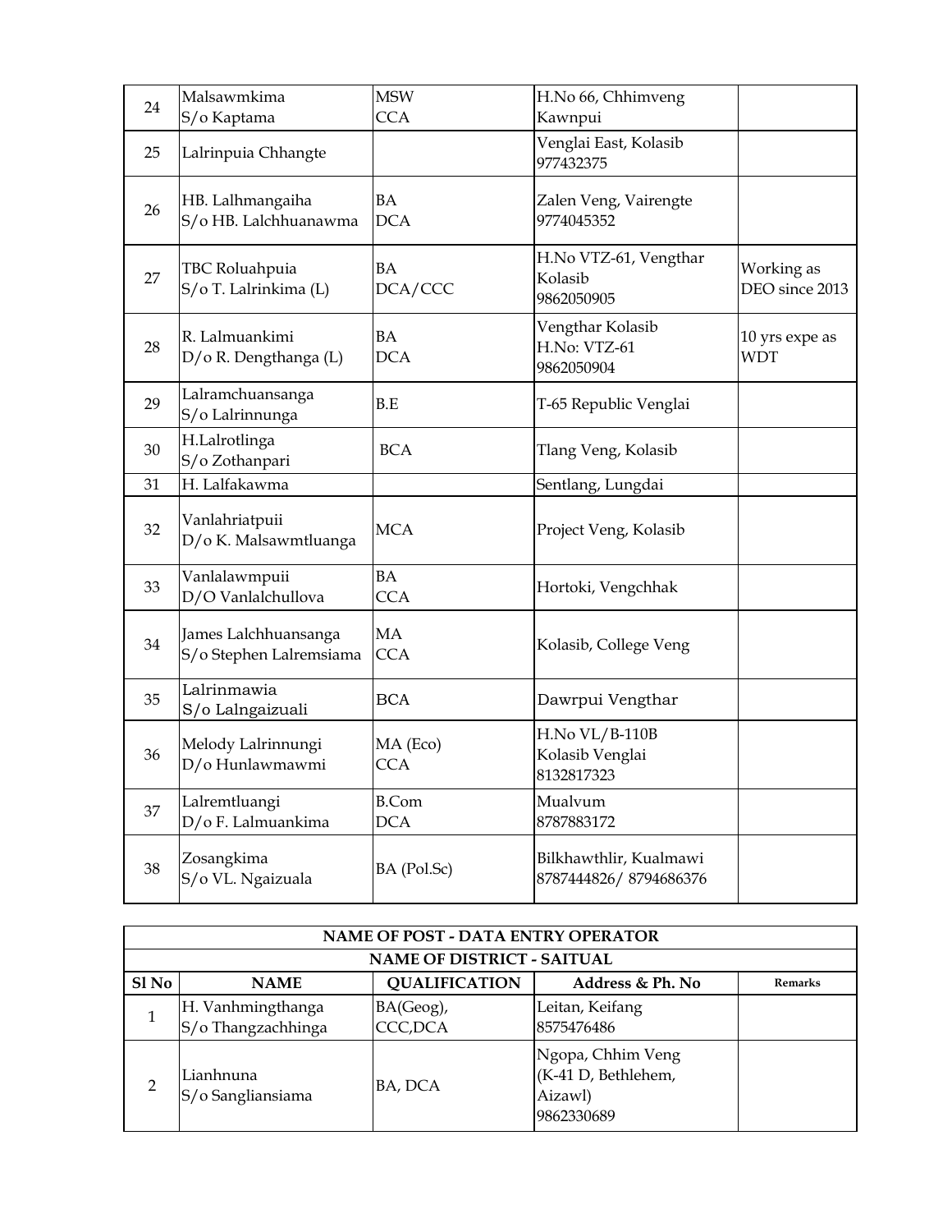| | | | | |
|---|---|---|---|---|
| 24 | Malsawmkima<br>S/o Kaptama | MSW<br>CCA | H.No 66, Chhimveng<br>Kawnpui | |
| 25 | Lalrinpuia Chhangte | | Venglai East, Kolasib<br>977432375 | |
| 26 | HB. Lalhmangaiha<br>S/o HB. Lalchhuanawma | BA<br>DCA | Zalen Veng, Vairengte<br>9774045352 | |
| 27 | TBC Roluahpuia<br>S/o T. Lalrinkima (L) | BA<br>DCA/CCC | H.No VTZ-61, Vengthar<br>Kolasib<br>9862050905 | Working as<br>DEO since 2013 |
| 28 | R. Lalmuankimi<br>D/o R. Dengthanga (L) | BA<br>DCA | Vengthar Kolasib<br>H.No: VTZ-61<br>9862050904 | 10 yrs expe as<br>WDT |
| 29 | Lalramchuansanga<br>S/o Lalrinnunga | B.E | T-65 Republic Venglai | |
| 30 | H.Lalrotlinga<br>S/o Zothanpari | BCA | Tlang Veng, Kolasib | |
| 31 | H. Lalfakawma | | Sentlang, Lungdai | |
| 32 | Vanlahriatpuii<br>D/o K. Malsawmtluanga | MCA | Project Veng, Kolasib | |
| 33 | Vanlalawmpuii<br>D/O Vanlalchullova | BA<br>CCA | Hortoki, Vengchhak | |
| 34 | James Lalchhuansanga<br>S/o Stephen Lalremsiama | MA<br>CCA | Kolasib, College Veng | |
| 35 | Lalrinmawia<br>S/o Lalngaizuali | BCA | Dawrpui Vengthar | |
| 36 | Melody Lalrinnungi<br>D/o Hunlawmawmi | MA (Eco)<br>CCA | H.No VL/B-110B<br>Kolasib Venglai<br>8132817323 | |
| 37 | Lalremtluangi<br>D/o F. Lalmuankima | B.Com<br>DCA | Mualvum<br>8787883172 | |
| 38 | Zosangkima<br>S/o VL. Ngaizuala | BA (Pol.Sc) | Bilkhawthlir, Kualmawi<br>8787444826/ 8794686376 | |

**NAME OF POST - DATA ENTRY OPERATOR**

**NAME OF DISTRICT - SAITUAL**

| Sl No | NAME | QUALIFICATION | Address & Ph. No | Remarks |
|---|---|---|---|---|
| 1 | H. Vanhmingthanga<br>S/o Thangzachhinga | BA(Geog),<br>CCC,DCA | Leitan, Keifang<br>8575476486 | |
| 2 | Lianhnuna<br>S/o Sangliansiama | BA, DCA | Ngopa, Chhim Veng<br>(K-41 D, Bethlehem,<br>Aizawl)<br>9862330689 | |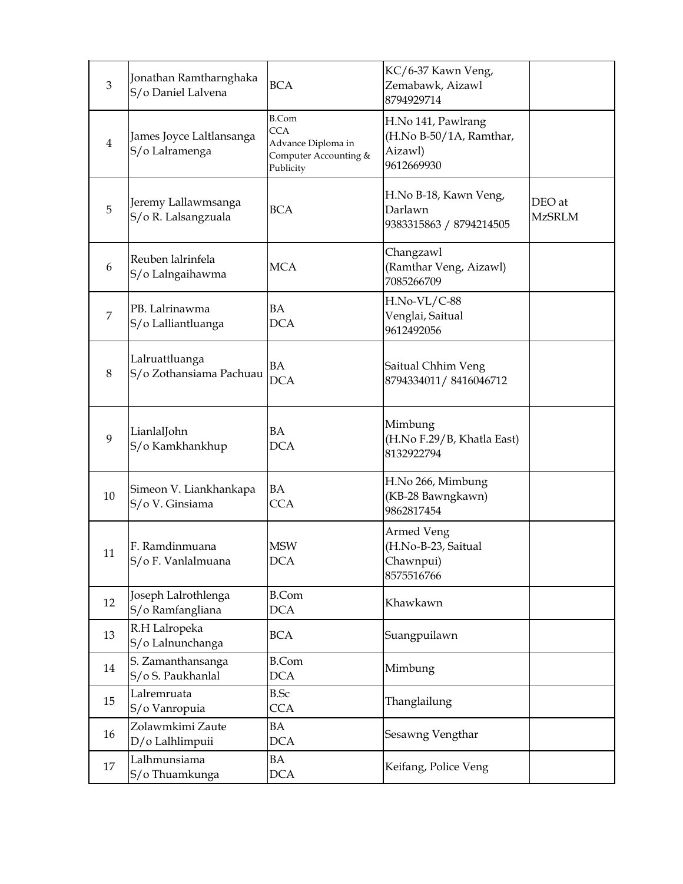| 3 | Jonathan Ramtharnghaka<br>S/o Daniel Lalvena | BCA | KC/6-37 Kawn Veng,<br>Zemabawk, Aizawl<br>8794929714 | |
|---|---|---|---|---|
| 4 | James Joyce Laltlansanga<br>S/o Lalramenga | B.Com<br>CCA<br>Advance Diploma in Computer Accounting & Publicity | H.No 141, Pawlrang<br>(H.No B-50/1A, Ramthar, Aizawl)<br>9612669930 | |
| 5 | Jeremy Lallawmsanga<br>S/o R. Lalsangzuala | BCA | H.No B-18, Kawn Veng,<br>Darlawn<br>9383315863 / 8794214505 | DEO at MzSRLM |
| 6 | Reuben lalrinfela<br>S/o Lalngaihawma | MCA | Changzawl<br>(Ramthar Veng, Aizawl)<br>7085266709 | |
| 7 | PB. Lalrinawma<br>S/o Lalliantluanga | BA<br>DCA | H.No-VL/C-88<br>Venglai, Saitual<br>9612492056 | |
| 8 | Lalruattluanga<br>S/o Zothansiama Pachuau | BA<br>DCA | Saitual Chhim Veng<br>8794334011/ 8416046712 | |
| 9 | LianlalJohn<br>S/o Kamkhankhup | BA<br>DCA | Mimbung<br>(H.No F.29/B, Khatla East)<br>8132922794 | |
| 10 | Simeon V. Liankhankapa<br>S/o V. Ginsiama | BA<br>CCA | H.No 266, Mimbung<br>(KB-28 Bawngkawn)<br>9862817454 | |
| 11 | F. Ramdinmuana<br>S/o F. Vanlalmuana | MSW<br>DCA | Armed Veng<br>(H.No-B-23, Saitual Chawnpui)<br>8575516766 | |
| 12 | Joseph Lalrothlenga<br>S/o Ramfangliana | B.Com<br>DCA | Khawkawn | |
| 13 | R.H Lalropeka<br>S/o Lalnunchanga | BCA | Suangpuilawn | |
| 14 | S. Zamanthansanga<br>S/o S. Paukhanlal | B.Com<br>DCA | Mimbung | |
| 15 | Lalremruata<br>S/o Vanropuia | B.Sc<br>CCA | Thanglailung | |
| 16 | Zolawmkimi Zaute<br>D/o Lalhlimpuii | BA<br>DCA | Sesawng Vengthar | |
| 17 | Lalhmunsiama<br>S/o Thuamkunga | BA<br>DCA | Keifang, Police Veng | |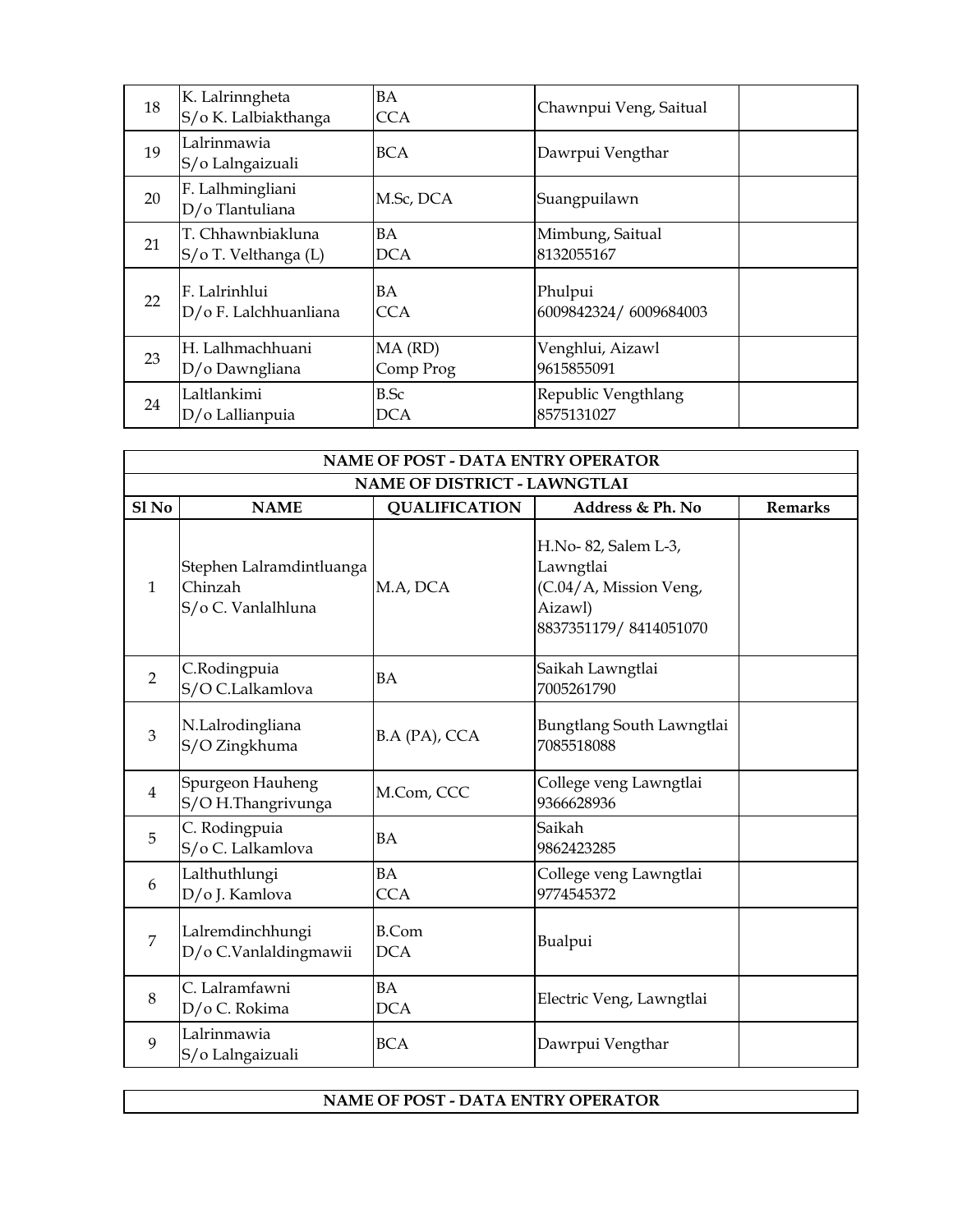| | | | | |
|---|---|---|---|---|
| 18 | K. Lalrinngheta<br>S/o K. Lalbiakthanga | BA<br>CCA | Chawnpui Veng, Saitual | |
| 19 | Lalrinmawia<br>S/o Lalngaizuali | BCA | Dawrpui Vengthar | |
| 20 | F. Lalhmingliani<br>D/o Tlantuliana | M.Sc, DCA | Suangpuilawn | |
| 21 | T. Chhawnbiakluna<br>S/o T. Velthanga (L) | BA<br>DCA | Mimbung, Saitual<br>8132055167 | |
| 22 | F. Lalrinhlui<br>D/o F. Lalchhuanliana | BA<br>CCA | Phulpui<br>6009842324/ 6009684003 | |
| 23 | H. Lalhmachhuani<br>D/o Dawngliana | MA (RD)<br>Comp Prog | Venghlui, Aizawl<br>9615855091 | |
| 24 | Laltlankimi<br>D/o Lallianpuia | B.Sc<br>DCA | Republic Vengthlang<br>8575131027 | |

| NAME OF POST - DATA ENTRY OPERATOR | | | | |
|---|---|---|---|---|
| **NAME OF DISTRICT - LAWNGTLAI** | | | | |
| **Sl No** | **NAME** | **QUALIFICATION** | **Address & Ph. No** | **Remarks** |
| 1 | Stephen Lalramdintluanga Chinzah<br>S/o C. Vanlalhluna | M.A, DCA | H.No- 82, Salem L-3, Lawngtlai<br>(C.04/A, Mission Veng, Aizawl)<br>8837351179/ 8414051070 | |
| 2 | C.Rodingpuia<br>S/O C.Lalkamlova | BA | Saikah Lawngtlai<br>7005261790 | |
| 3 | N.Lalrodingliana<br>S/O Zingkhuma | B.A (PA), CCA | Bungtlang South Lawngtlai<br>7085518088 | |
| 4 | Spurgeon Hauheng<br>S/O H.Thangrivunga | M.Com, CCC | College veng Lawngtlai<br>9366628936 | |
| 5 | C. Rodingpuia<br>S/o C. Lalkamlova | BA | Saikah<br>9862423285 | |
| 6 | Lalthuthlungi<br>D/o J. Kamlova | BA<br>CCA | College veng Lawngtlai<br>9774545372 | |
| 7 | Lalremdinchhungi<br>D/o C.Vanlaldingmawii | B.Com<br>DCA | Bualpui | |
| 8 | C. Lalramfawni<br>D/o C. Rokima | BA<br>DCA | Electric Veng, Lawngtlai | |
| 9 | Lalrinmawia<br>S/o Lalngaizuali | BCA | Dawrpui Vengthar | |

**NAME OF POST - DATA ENTRY OPERATOR**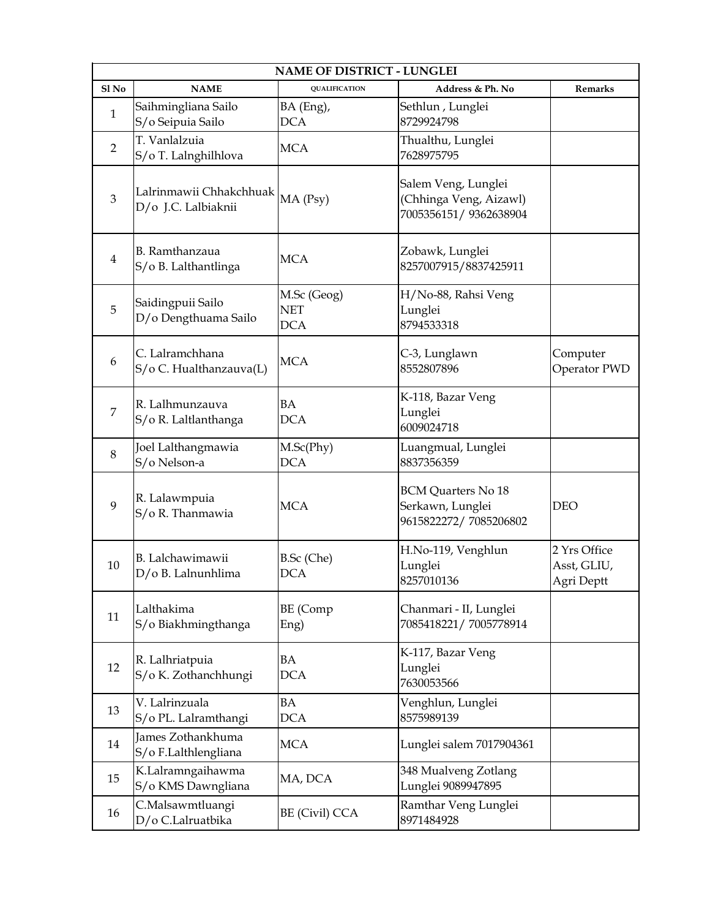| NAME OF DISTRICT - LUNGLEI | | | | |
|---|---|---|---|---|
| **Sl No** | **NAME** | **QUALIFICATION** | **Address & Ph. No** | **Remarks** |
| 1 | Saihmingliana Sailo<br>S/o Seipuia Sailo | BA (Eng),<br>DCA | Sethlun , Lunglei<br>8729924798 | |
| 2 | T. Vanlalzuia<br>S/o T. Lalnghilhlova | MCA | Thualthu, Lunglei<br>7628975795 | |
| 3 | Lalrinmawii Chhakchhuak<br>D/o J.C. Lalbiaknii | MA (Psy) | Salem Veng, Lunglei<br>(Chhinga Veng, Aizawl)<br>7005356151/ 9362638904 | |
| 4 | B. Ramthanzaua<br>S/o B. Lalthantlinga | MCA | Zobawk, Lunglei<br>8257007915/8837425911 | |
| 5 | Saidingpuii Sailo<br>D/o Dengthuama Sailo | M.Sc (Geog)<br>NET<br>DCA | H/No-88, Rahsi Veng<br>Lunglei<br>8794533318 | |
| 6 | C. Lalramchhana<br>S/o C. Hualthanzauva(L) | MCA | C-3, Lunglawn<br>8552807896 | Computer Operator PWD |
| 7 | R. Lalhmunzauva<br>S/o R. Laltlanthanga | BA<br>DCA | K-118, Bazar Veng<br>Lunglei<br>6009024718 | |
| 8 | Joel Lalthangmawia<br>S/o Nelson-a | M.Sc(Phy)<br>DCA | Luangmual, Lunglei<br>8837356359 | |
| 9 | R. Lalawmpuia<br>S/o R. Thanmawia | MCA | BCM Quarters No 18<br>Serkawn, Lunglei<br>9615822272/ 7085206802 | DEO |
| 10 | B. Lalchawimawii<br>D/o B. Lalnunhlima | B.Sc (Che)<br>DCA | H.No-119, Venghlun<br>Lunglei<br>8257010136 | 2 Yrs Office Asst, GLIU, Agri Deptt |
| 11 | Lalthakima<br>S/o Biakhmingthanga | BE (Comp Eng) | Chanmari - II, Lunglei<br>7085418221/ 7005778914 | |
| 12 | R. Lalhriatpuia<br>S/o K. Zothanchhungi | BA<br>DCA | K-117, Bazar Veng<br>Lunglei<br>7630053566 | |
| 13 | V. Lalrinzuala<br>S/o PL. Lalramthangi | BA<br>DCA | Venghlun, Lunglei<br>8575989139 | |
| 14 | James Zothankhuma<br>S/o F.Lalthlengliana | MCA | Lunglei salem 7017904361 | |
| 15 | K.Lalramngaihawma<br>S/o KMS Dawngliana | MA, DCA | 348 Mualveng Zotlang<br>Lunglei 9089947895 | |
| 16 | C.Malsawmtluangi<br>D/o C.Lalruatbika | BE (Civil) CCA | Ramthar Veng Lunglei<br>8971484928 | |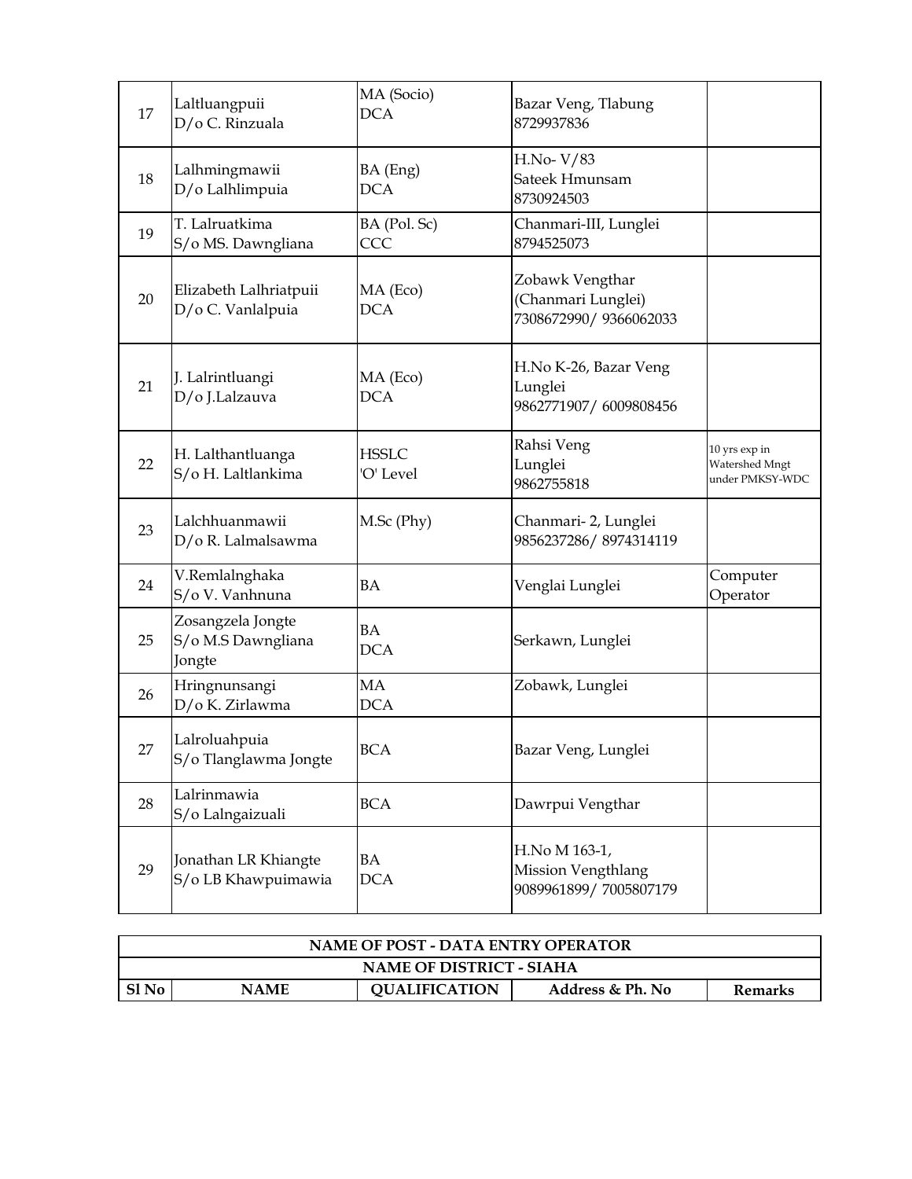| 17 | Laltluangpuii D/o C. Rinzuala | MA (Socio) DCA | Bazar Veng, Tlabung 8729937836 | |
|---|---|---|---|---|
| 18 | Lalhmingmawii D/o Lalhlimpuia | BA (Eng) DCA | H.No- V/83 Sateek Hmunsam 8730924503 | |
| 19 | T. Lalruatkima S/o MS. Dawngliana | BA (Pol. Sc) CCC | Chanmari-III, Lunglei 8794525073 | |
| 20 | Elizabeth Lalhriatpuii D/o C. Vanlalpuia | MA (Eco) DCA | Zobawk Vengthar (Chanmari Lunglei) 7308672990/ 9366062033 | |
| 21 | J. Lalrintluangi D/o J.Lalzauva | MA (Eco) DCA | H.No K-26, Bazar Veng Lunglei 9862771907/ 6009808456 | |
| 22 | H. Lalthantluanga S/o H. Laltlankima | HSSLC 'O' Level | Rahsi Veng Lunglei 9862755818 | 10 yrs exp in Watershed Mngt under PMKSY-WDC |
| 23 | Lalchhuanmawii D/o R. Lalmalsawma | M.Sc (Phy) | Chanmari- 2, Lunglei 9856237286/ 8974314119 | |
| 24 | V.Remlalnghaka S/o V. Vanhnuna | BA | Venglai Lunglei | Computer Operator |
| 25 | Zosangzela Jongte S/o M.S Dawngliana Jongte | BA DCA | Serkawn, Lunglei | |
| 26 | Hringnunsangi D/o K. Zirlawma | MA DCA | Zobawk, Lunglei | |
| 27 | Lalroluahpuia S/o Tlanglawma Jongte | BCA | Bazar Veng, Lunglei | |
| 28 | Lalrinmawia S/o Lalngaizuali | BCA | Dawrpui Vengthar | |
| 29 | Jonathan LR Khiangte S/o LB Khawpuimawia | BA DCA | H.No M 163-1, Mission Vengthlang 9089961899/ 7005807179 | |

| NAME OF POST - DATA ENTRY OPERATOR | | | | |
|---|---|---|---|---|
| NAME OF DISTRICT - SIAHA | | | | |
| Sl No | NAME | QUALIFICATION | Address & Ph. No | Remarks |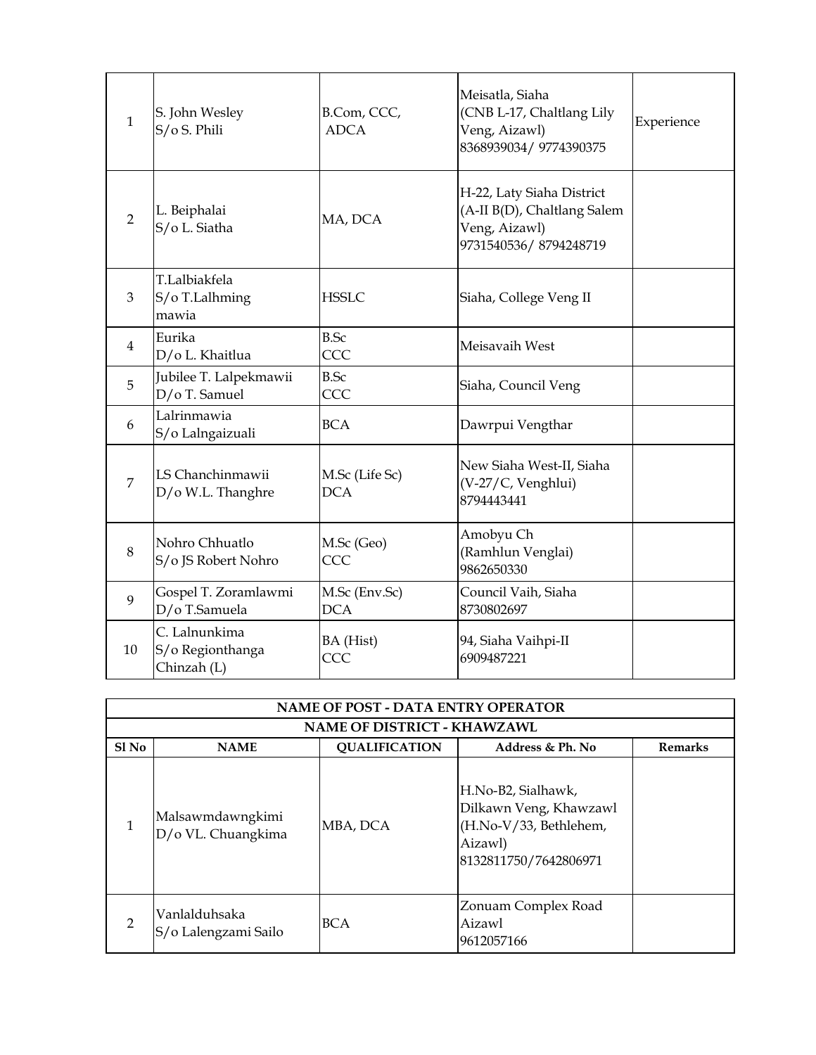| | | | | |
|---|---|---|---|---|
| 1 | S. John Wesley S/o S. Phili | B.Com, CCC, ADCA | Meisatla, Siaha (CNB L-17, Chaltlang Lily Veng, Aizawl) 8368939034/ 9774390375 | Experience |
| 2 | L. Beiphalai S/o L. Siatha | MA, DCA | H-22, Laty Siaha District (A-II B(D), Chaltlang Salem Veng, Aizawl) 9731540536/ 8794248719 | |
| 3 | T.Lalbiakfela S/o T.Lalhming mawia | HSSLC | Siaha, College Veng II | |
| 4 | Eurika D/o L. Khaitlua | B.Sc CCC | Meisavaih West | |
| 5 | Jubilee T. Lalpekmawii D/o T. Samuel | B.Sc CCC | Siaha, Council Veng | |
| 6 | Lalrinmawia S/o Lalngaizuali | BCA | Dawrpui Vengthar | |
| 7 | LS Chanchinmawii D/o W.L. Thanghre | M.Sc (Life Sc) DCA | New Siaha West-II, Siaha (V-27/C, Venghlui) 8794443441 | |
| 8 | Nohro Chhuatlo S/o JS Robert Nohro | M.Sc (Geo) CCC | Amobyu Ch (Ramhlun Venglai) 9862650330 | |
| 9 | Gospel T. Zoramlawmi D/o T.Samuela | M.Sc (Env.Sc) DCA | Council Vaih, Siaha 8730802697 | |
| 10 | C. Lalnunkima S/o Regionthanga Chinzah (L) | BA (Hist) CCC | 94, Siaha Vaihpi-II 6909487221 | |

| NAME OF POST - DATA ENTRY OPERATOR | | | | |
|---|---|---|---|---|
| NAME OF DISTRICT - KHAWZAWL | | | | |
| Sl No | NAME | QUALIFICATION | Address & Ph. No | Remarks |
| 1 | Malsawmdawngkimi D/o VL. Chuangkima | MBA, DCA | H.No-B2, Sialhawk, Dilkawn Veng, Khawzawl (H.No-V/33, Bethlehem, Aizawl) 8132811750/7642806971 | |
| 2 | Vanlalduhsaka S/o Lalengzami Sailo | BCA | Zonuam Complex Road Aizawl 9612057166 | |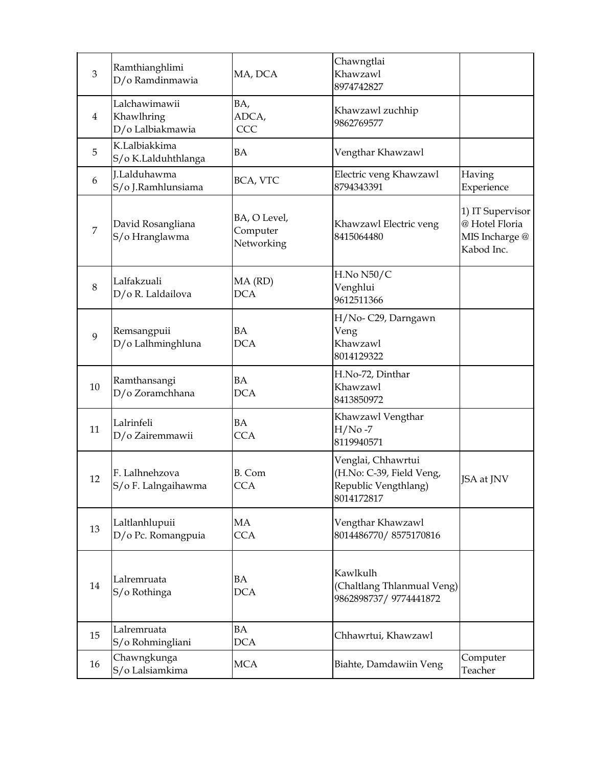| 3 | Ramthianghlimi D/o Ramdinmawia | MA, DCA | Chawngtlai Khawzawl 8974742827 | |
|---|---|---|---|---|
| 4 | Lalchawimawii Khawlhring D/o Lalbiakmawia | BA, ADCA, CCC | Khawzawl zuchhip 9862769577 | |
| 5 | K.Lalbiakkima S/o K.Lalduhthlanga | BA | Vengthar Khawzawl | |
| 6 | J.Lalduhawma S/o J.Ramhlunsiama | BCA, VTC | Electric veng Khawzawl 8794343391 | Having Experience |
| 7 | David Rosangliana S/o Hranglawma | BA, O Level, Computer Networking | Khawzawl Electric veng 8415064480 | 1) IT Supervisor @ Hotel Floria MIS Incharge @ Kabod Inc. |
| 8 | Lalfakzuali D/o R. Laldailova | MA (RD) DCA | H.No N50/C Venghlui 9612511366 | |
| 9 | Remsangpuii D/o Lalhminghluna | BA DCA | H/No- C29, Darngawn Veng Khawzawl 8014129322 | |
| 10 | Ramthansangi D/o Zoramchhana | BA DCA | H.No-72, Dinthar Khawzawl 8413850972 | |
| 11 | Lalrinfeli D/o Zairemmawii | BA CCA | Khawzawl Vengthar H/No -7 8119940571 | |
| 12 | F. Lalhnehzova S/o F. Lalngaihawma | B. Com CCA | Venglai, Chhawrtui (H.No: C-39, Field Veng, Republic Vengthlang) 8014172817 | JSA at JNV |
| 13 | Laltlanhlupuii D/o Pc. Romangpuia | MA CCA | Vengthar Khawzawl 8014486770/ 8575170816 | |
| 14 | Lalremruata S/o Rothinga | BA DCA | Kawlkulh (Chaltlang Thlanmual Veng) 9862898737/ 9774441872 | |
| 15 | Lalremruata S/o Rohmingliani | BA DCA | Chhawrtui, Khawzawl | |
| 16 | Chawngkunga S/o Lalsiamkima | MCA | Biahte, Damdawiin Veng | Computer Teacher |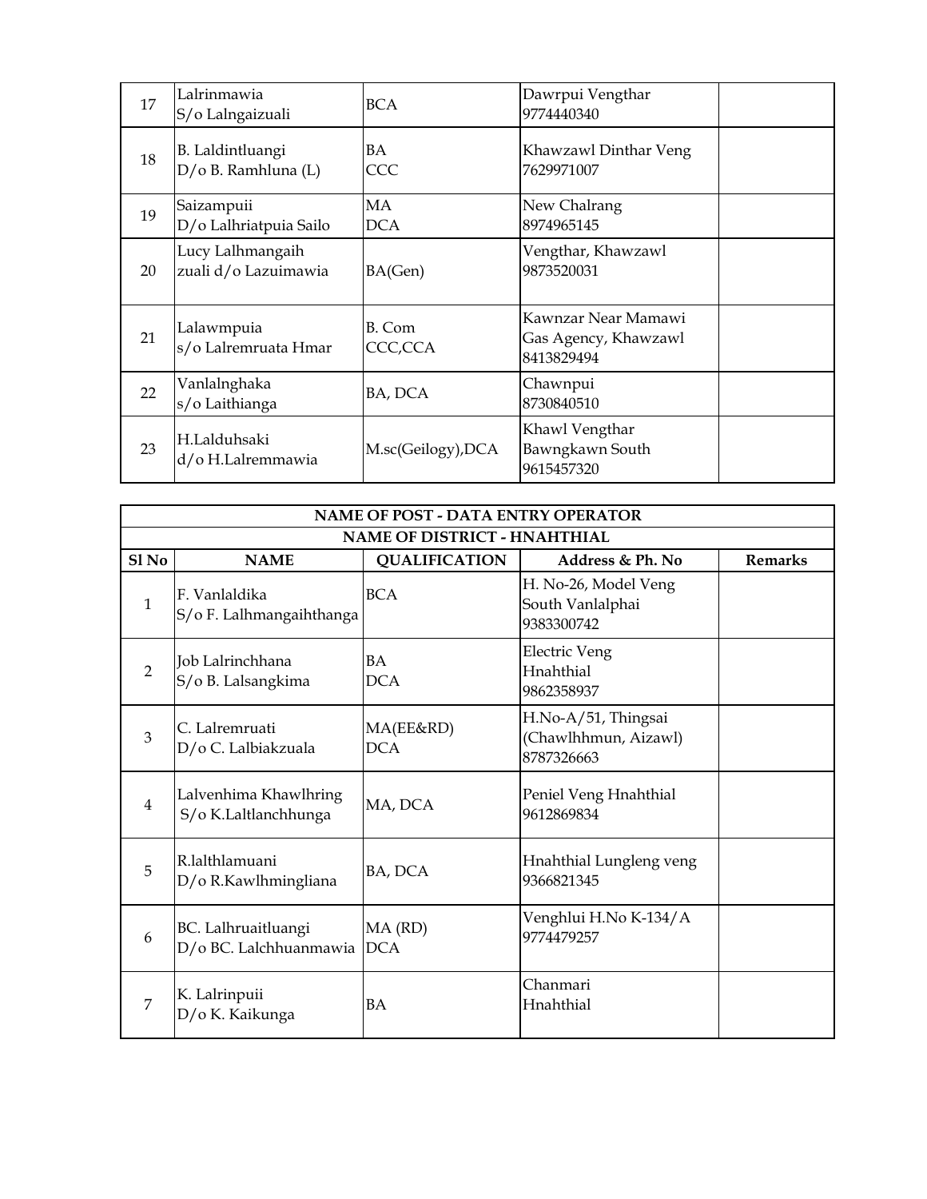| | | | | |
|---|---|---|---|---|
| 17 | Lalrinmawia S/o Lalngaizuali | BCA | Dawrpui Vengthar 9774440340 | |
| 18 | B. Laldintluangi D/o B. Ramhluna (L) | BA CCC | Khawzawl Dinthar Veng 7629971007 | |
| 19 | Saizampuii D/o Lalhriatpuia Sailo | MA DCA | New Chalrang 8974965145 | |
| 20 | Lucy Lalhmangaih zuali d/o Lazuimawia | BA(Gen) | Vengthar, Khawzawl 9873520031 | |
| 21 | Lalawmpuia s/o Lalremruata Hmar | B. Com CCC,CCA | Kawnzar Near Mamawi Gas Agency, Khawzawl 8413829494 | |
| 22 | Vanlalnghaka s/o Laithianga | BA, DCA | Chawnpui 8730840510 | |
| 23 | H.Lalduhsaki d/o H.Lalremmawia | M.sc(Geilogy),DCA | Khawl Vengthar Bawngkawn South 9615457320 | |

| NAME OF POST - DATA ENTRY OPERATOR | | | | |
|---|---|---|---|---|
| NAME OF DISTRICT - HNAHTHIAL | | | | |
| **Sl No** | **NAME** | **QUALIFICATION** | **Address & Ph. No** | **Remarks** |
| 1 | F. Vanlaldika S/o F. Lalhmangaihthanga | BCA | H. No-26, Model Veng South Vanlalphai 9383300742 | |
| 2 | Job Lalrinchhana S/o B. Lalsangkima | BA DCA | Electric Veng Hnahthial 9862358937 | |
| 3 | C. Lalremruati D/o C. Lalbiakzuala | MA(EE&RD) DCA | H.No-A/51, Thingsai (Chawlhhmun, Aizawl) 8787326663 | |
| 4 | Lalvenhima Khawlhring S/o K.Laltlanchhunga | MA, DCA | Peniel Veng Hnahthial 9612869834 | |
| 5 | R.lalthlamuani D/o R.Kawlhmingliana | BA, DCA | Hnahthial Lungleng veng 9366821345 | |
| 6 | BC. Lalhruaitluangi D/o BC. Lalchhuanmawia | MA (RD) DCA | Venghlui H.No K-134/A 9774479257 | |
| 7 | K. Lalrinpuii D/o K. Kaikunga | BA | Chanmari Hnahthial | |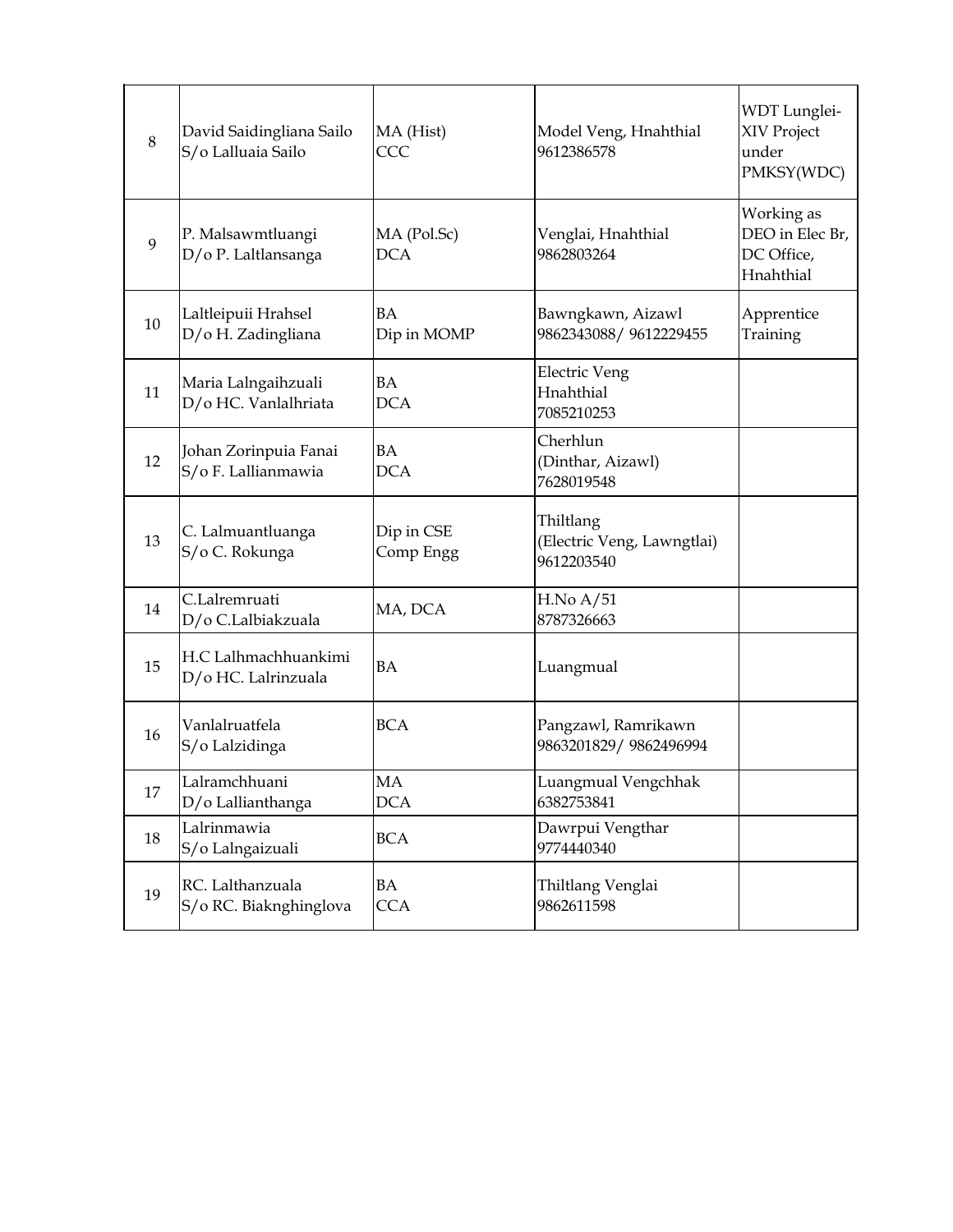| 8 | David Saidingliana Sailo<br>S/o Lalluaia Sailo | MA (Hist)<br>CCC | Model Veng, Hnahthial<br>9612386578 | WDT Lunglei-XIV Project under PMKSY(WDC) |
|---|---|---|---|---|
| 9 | P. Malsawmtluangi<br>D/o P. Laltlansanga | MA (Pol.Sc)<br>DCA | Venglai, Hnahthial<br>9862803264 | Working as DEO in Elec Br, DC Office, Hnahthial |
| 10 | Laltleipuii Hrahsel<br>D/o H. Zadingliana | BA<br>Dip in MOMP | Bawngkawn, Aizawl<br>9862343088/ 9612229455 | Apprentice Training |
| 11 | Maria Lalngaihzuali<br>D/o HC. Vanlalhriata | BA<br>DCA | Electric Veng<br>Hnahthial<br>7085210253 | |
| 12 | Johan Zorinpuia Fanai<br>S/o F. Lallianmawia | BA<br>DCA | Cherhlun<br>(Dinthar, Aizawl)<br>7628019548 | |
| 13 | C. Lalmuantluanga<br>S/o C. Rokunga | Dip in CSE<br>Comp Engg | Thiltlang<br>(Electric Veng, Lawngtlai)<br>9612203540 | |
| 14 | C.Lalremruati<br>D/o C.Lalbiakzuala | MA, DCA | H.No A/51<br>8787326663 | |
| 15 | H.C Lalhmachhuankimi<br>D/o HC. Lalrinzuala | BA | Luangmual | |
| 16 | Vanlalruatfela<br>S/o Lalzidinga | BCA | Pangzawl, Ramrikawn<br>9863201829/ 9862496994 | |
| 17 | Lalramchhuani<br>D/o Lallianthanga | MA<br>DCA | Luangmual Vengchhak<br>6382753841 | |
| 18 | Lalrinmawia<br>S/o Lalngaizuali | BCA | Dawrpui Vengthar<br>9774440340 | |
| 19 | RC. Lalthanzuala<br>S/o RC. Biaknghinglova | BA<br>CCA | Thiltlang Venglai<br>9862611598 | |